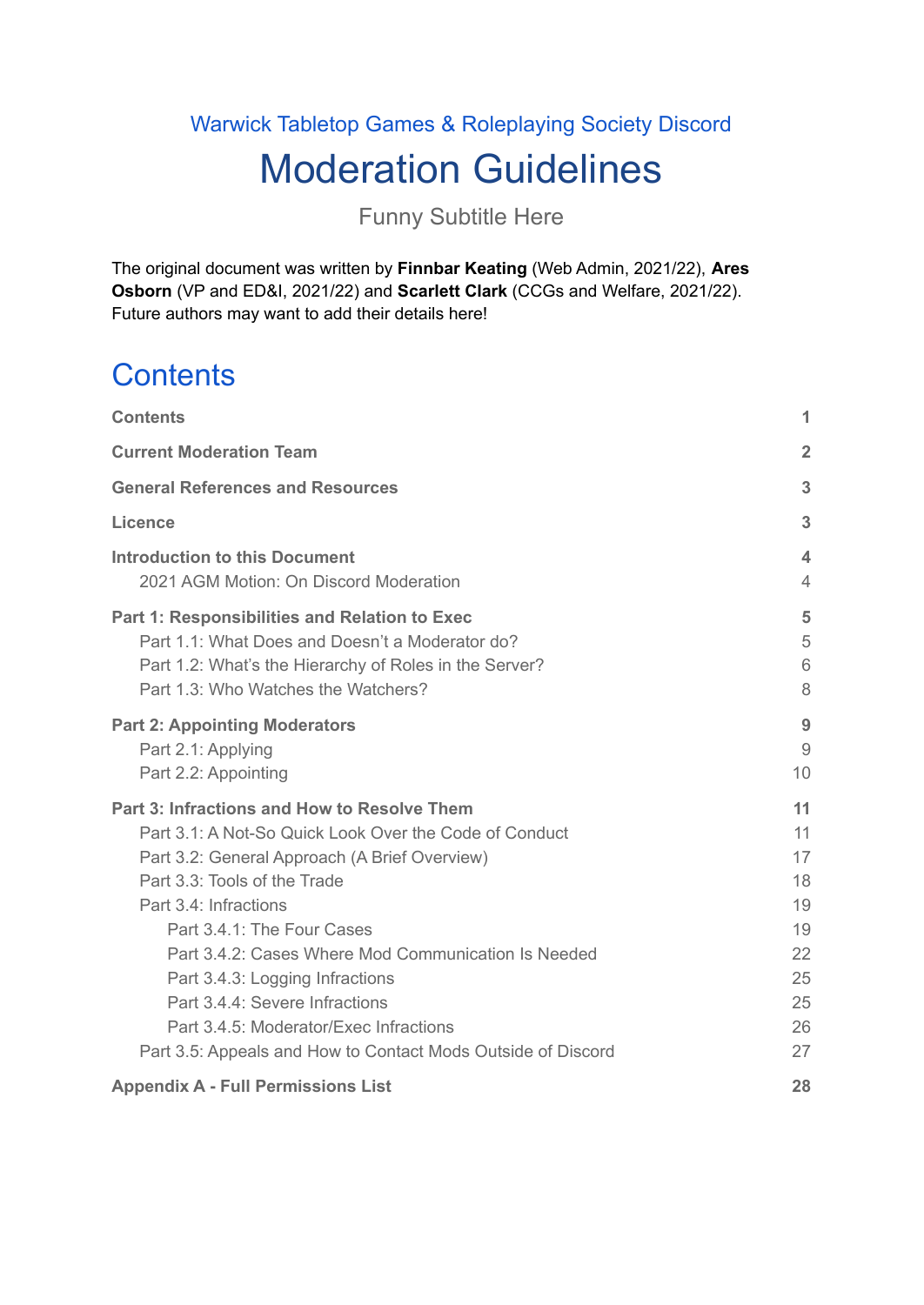Warwick Tabletop Games & Roleplaying Society Discord

# Moderation Guidelines

Funny Subtitle Here

The original document was written by **Finnbar Keating** (Web Admin, 2021/22), **Ares Osborn** (VP and ED&I, 2021/22) and **Scarlett Clark** (CCGs and Welfare, 2021/22). Future authors may want to add their details here!

## Contents

| | |
|---|---|
| **Contents** | **1** |
| **Current Moderation Team** | **2** |
| **General References and Resources** | **3** |
| **Licence** | **3** |
| **Introduction to this Document** | **4** |
| 2021 AGM Motion: On Discord Moderation | 4 |
| **Part 1: Responsibilities and Relation to Exec** | **5** |
| Part 1.1: What Does and Doesn't a Moderator do? | 5 |
| Part 1.2: What's the Hierarchy of Roles in the Server? | 6 |
| Part 1.3: Who Watches the Watchers? | 8 |
| **Part 2: Appointing Moderators** | **9** |
| Part 2.1: Applying | 9 |
| Part 2.2: Appointing | 10 |
| **Part 3: Infractions and How to Resolve Them** | **11** |
| Part 3.1: A Not-So Quick Look Over the Code of Conduct | 11 |
| Part 3.2: General Approach (A Brief Overview) | 17 |
| Part 3.3: Tools of the Trade | 18 |
| Part 3.4: Infractions | 19 |
| Part 3.4.1: The Four Cases | 19 |
| Part 3.4.2: Cases Where Mod Communication Is Needed | 22 |
| Part 3.4.3: Logging Infractions | 25 |
| Part 3.4.4: Severe Infractions | 25 |
| Part 3.4.5: Moderator/Exec Infractions | 26 |
| Part 3.5: Appeals and How to Contact Mods Outside of Discord | 27 |
| **Appendix A - Full Permissions List** | **28** |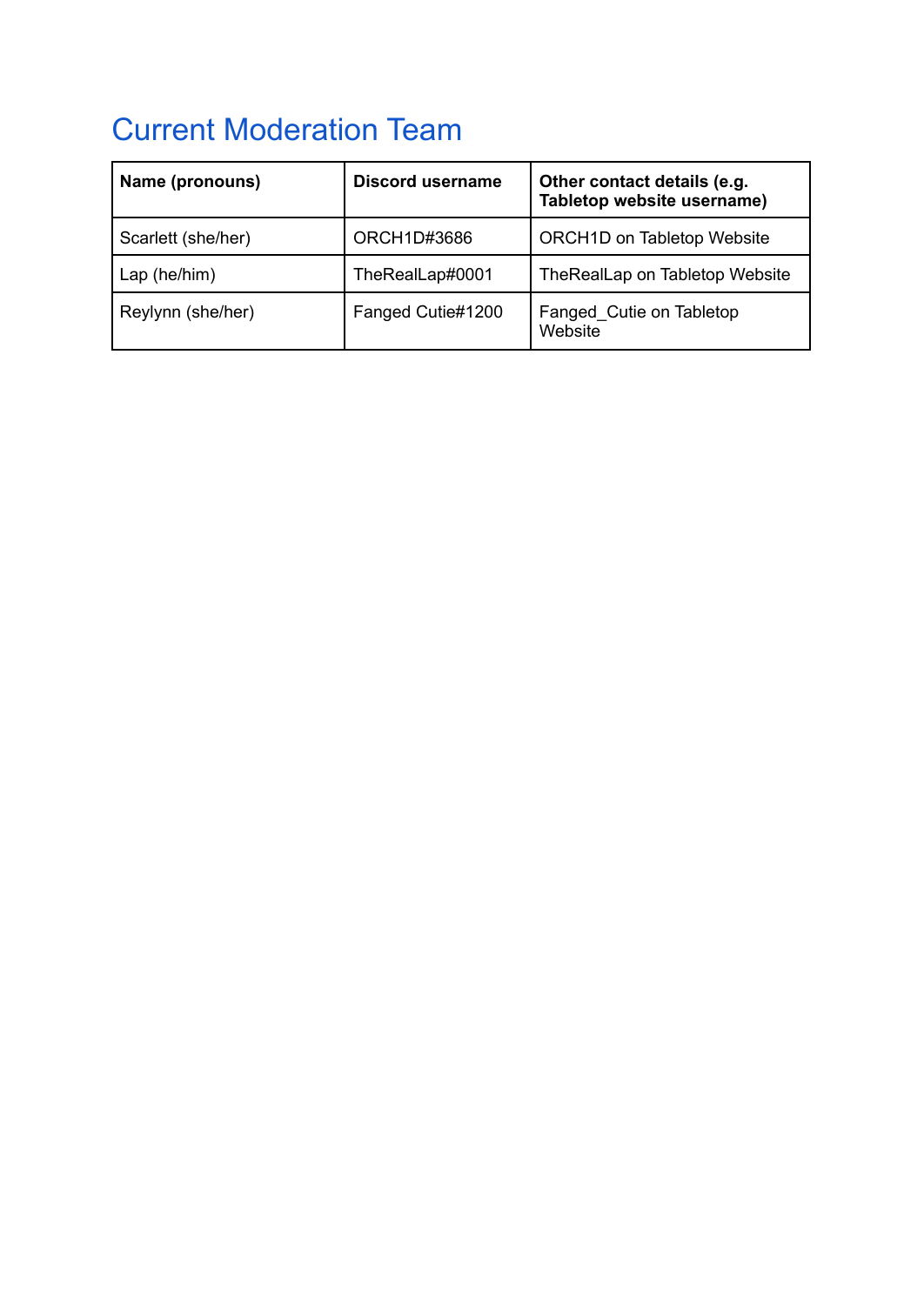# Current Moderation Team

| Name (pronouns) | Discord username | Other contact details (e.g. Tabletop website username) |
| --- | --- | --- |
| Scarlett (she/her) | ORCH1D#3686 | ORCH1D on Tabletop Website |
| Lap (he/him) | TheRealLap#0001 | TheRealLap on Tabletop Website |
| Reylynn (she/her) | Fanged Cutie#1200 | Fanged_Cutie on Tabletop Website |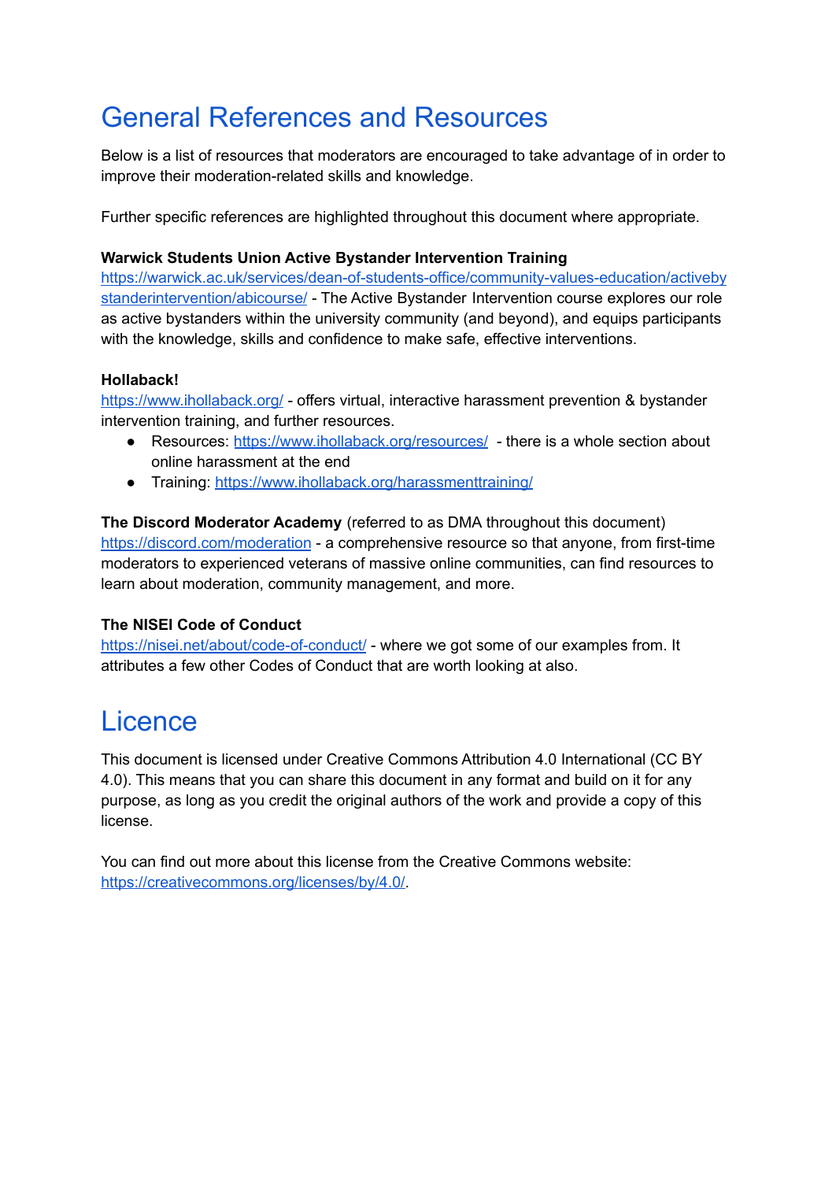# General References and Resources

Below is a list of resources that moderators are encouraged to take advantage of in order to improve their moderation-related skills and knowledge.

Further specific references are highlighted throughout this document where appropriate.

**Warwick Students Union Active Bystander Intervention Training**
[https://warwick.ac.uk/services/dean-of-students-office/community-values-education/activebystanderintervention/abicourse/](https://warwick.ac.uk/services/dean-of-students-office/community-values-education/activebystanderintervention/abicourse/) - The Active Bystander Intervention course explores our role as active bystanders within the university community (and beyond), and equips participants with the knowledge, skills and confidence to make safe, effective interventions.

**Hollaback!**
[https://www.ihollaback.org/](https://www.ihollaback.org/) - offers virtual, interactive harassment prevention & bystander intervention training, and further resources.

- Resources: [https://www.ihollaback.org/resources/](https://www.ihollaback.org/resources/) - there is a whole section about online harassment at the end
- Training: [https://www.ihollaback.org/harassmenttraining/](https://www.ihollaback.org/harassmenttraining/)

**The Discord Moderator Academy** (referred to as DMA throughout this document)
[https://discord.com/moderation](https://discord.com/moderation) - a comprehensive resource so that anyone, from first-time moderators to experienced veterans of massive online communities, can find resources to learn about moderation, community management, and more.

**The NISEI Code of Conduct**
[https://nisei.net/about/code-of-conduct/](https://nisei.net/about/code-of-conduct/) - where we got some of our examples from. It attributes a few other Codes of Conduct that are worth looking at also.

# Licence

This document is licensed under Creative Commons Attribution 4.0 International (CC BY 4.0). This means that you can share this document in any format and build on it for any purpose, as long as you credit the original authors of the work and provide a copy of this license.

You can find out more about this license from the Creative Commons website: [https://creativecommons.org/licenses/by/4.0/](https://creativecommons.org/licenses/by/4.0/).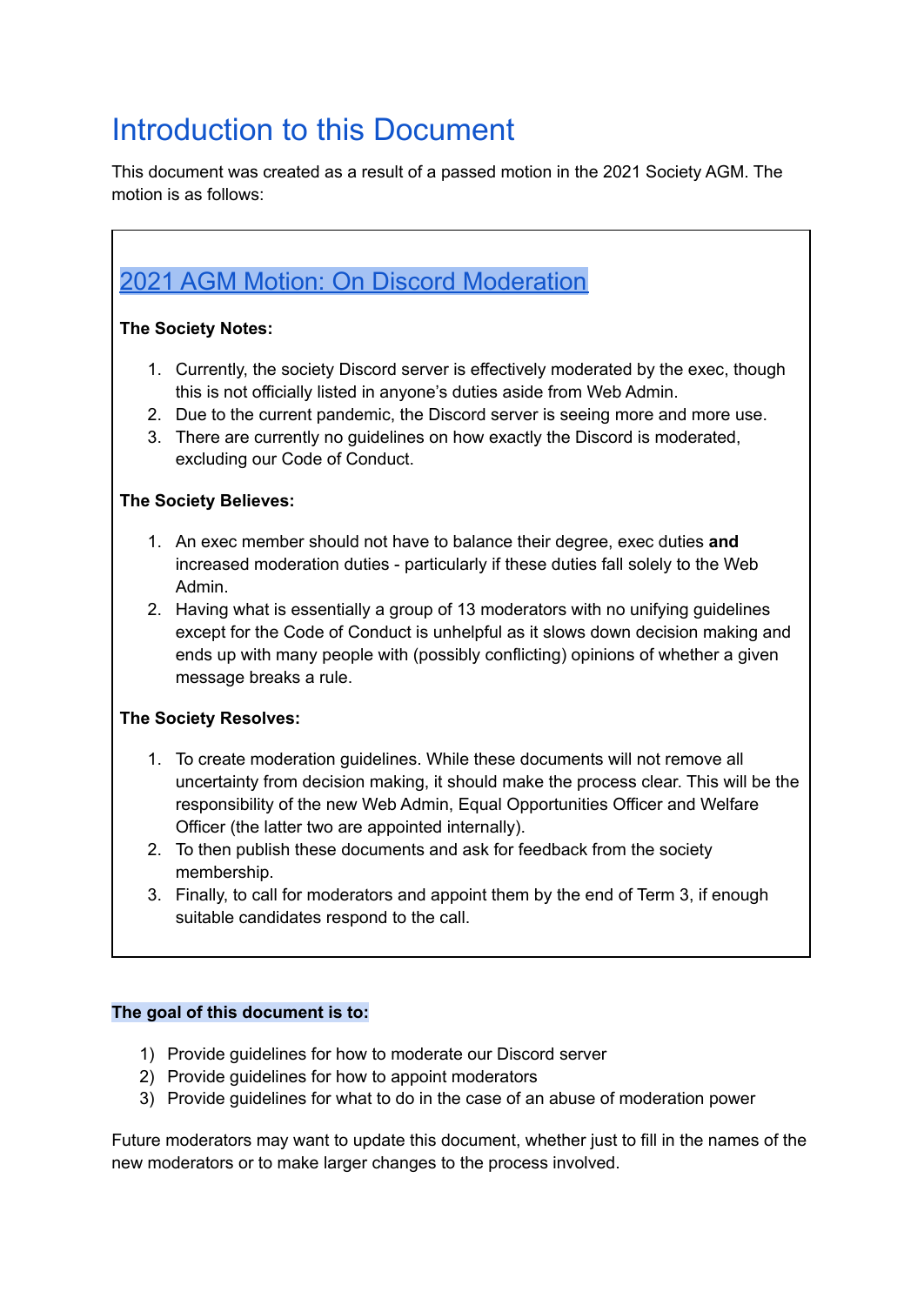# Introduction to this Document

This document was created as a result of a passed motion in the 2021 Society AGM. The motion is as follows:

## 2021 AGM Motion: On Discord Moderation

**The Society Notes:**

1. Currently, the society Discord server is effectively moderated by the exec, though this is not officially listed in anyone's duties aside from Web Admin.
2. Due to the current pandemic, the Discord server is seeing more and more use.
3. There are currently no guidelines on how exactly the Discord is moderated, excluding our Code of Conduct.

**The Society Believes:**

1. An exec member should not have to balance their degree, exec duties **and** increased moderation duties - particularly if these duties fall solely to the Web Admin.
2. Having what is essentially a group of 13 moderators with no unifying guidelines except for the Code of Conduct is unhelpful as it slows down decision making and ends up with many people with (possibly conflicting) opinions of whether a given message breaks a rule.

**The Society Resolves:**

1. To create moderation guidelines. While these documents will not remove all uncertainty from decision making, it should make the process clear. This will be the responsibility of the new Web Admin, Equal Opportunities Officer and Welfare Officer (the latter two are appointed internally).
2. To then publish these documents and ask for feedback from the society membership.
3. Finally, to call for moderators and appoint them by the end of Term 3, if enough suitable candidates respond to the call.

**The goal of this document is to:**

1) Provide guidelines for how to moderate our Discord server
2) Provide guidelines for how to appoint moderators
3) Provide guidelines for what to do in the case of an abuse of moderation power

Future moderators may want to update this document, whether just to fill in the names of the new moderators or to make larger changes to the process involved.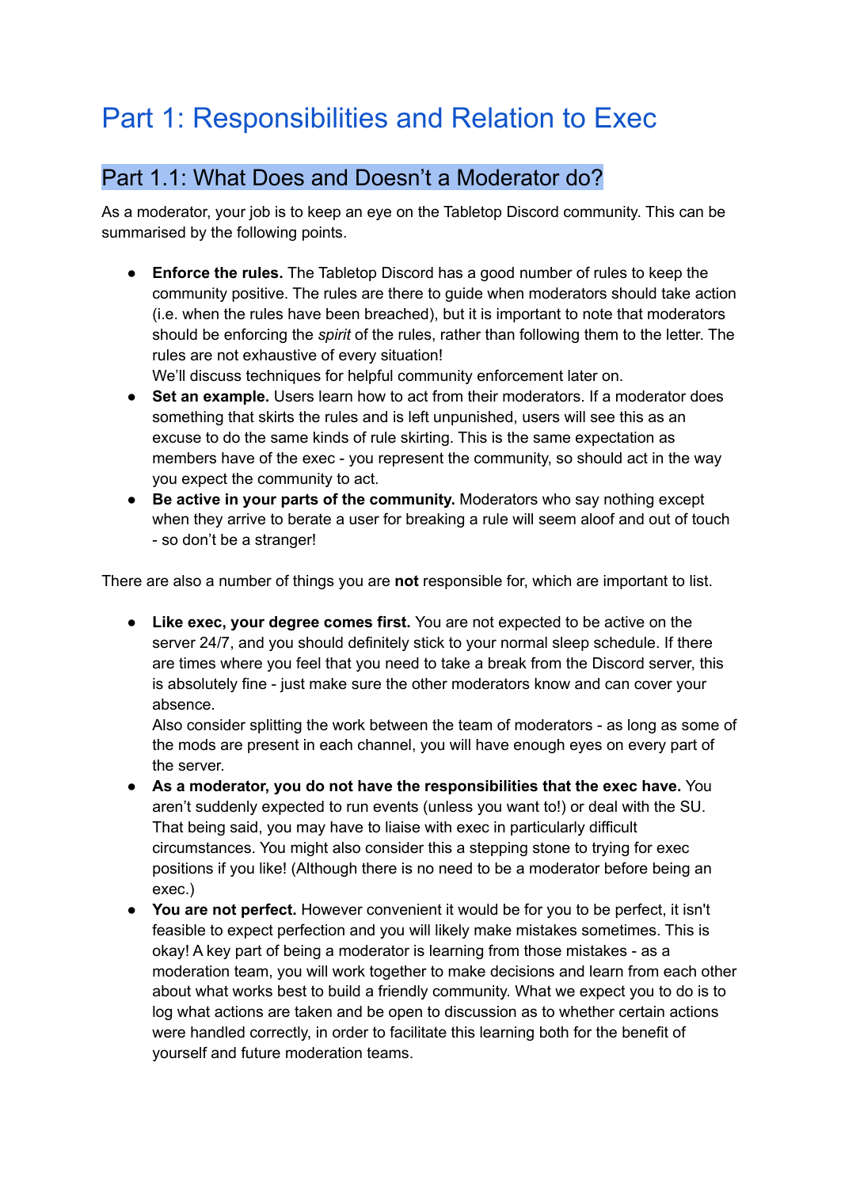# Part 1: Responsibilities and Relation to Exec

## Part 1.1: What Does and Doesn't a Moderator do?

As a moderator, your job is to keep an eye on the Tabletop Discord community. This can be summarised by the following points.

- **Enforce the rules.** The Tabletop Discord has a good number of rules to keep the community positive. The rules are there to guide when moderators should take action (i.e. when the rules have been breached), but it is important to note that moderators should be enforcing the *spirit* of the rules, rather than following them to the letter. The rules are not exhaustive of every situation!
  We'll discuss techniques for helpful community enforcement later on.
- **Set an example.** Users learn how to act from their moderators. If a moderator does something that skirts the rules and is left unpunished, users will see this as an excuse to do the same kinds of rule skirting. This is the same expectation as members have of the exec - you represent the community, so should act in the way you expect the community to act.
- **Be active in your parts of the community.** Moderators who say nothing except when they arrive to berate a user for breaking a rule will seem aloof and out of touch - so don't be a stranger!

There are also a number of things you are **not** responsible for, which are important to list.

- **Like exec, your degree comes first.** You are not expected to be active on the server 24/7, and you should definitely stick to your normal sleep schedule. If there are times where you feel that you need to take a break from the Discord server, this is absolutely fine - just make sure the other moderators know and can cover your absence.
  Also consider splitting the work between the team of moderators - as long as some of the mods are present in each channel, you will have enough eyes on every part of the server.
- **As a moderator, you do not have the responsibilities that the exec have.** You aren't suddenly expected to run events (unless you want to!) or deal with the SU. That being said, you may have to liaise with exec in particularly difficult circumstances. You might also consider this a stepping stone to trying for exec positions if you like! (Although there is no need to be a moderator before being an exec.)
- **You are not perfect.** However convenient it would be for you to be perfect, it isn't feasible to expect perfection and you will likely make mistakes sometimes. This is okay! A key part of being a moderator is learning from those mistakes - as a moderation team, you will work together to make decisions and learn from each other about what works best to build a friendly community. What we expect you to do is to log what actions are taken and be open to discussion as to whether certain actions were handled correctly, in order to facilitate this learning both for the benefit of yourself and future moderation teams.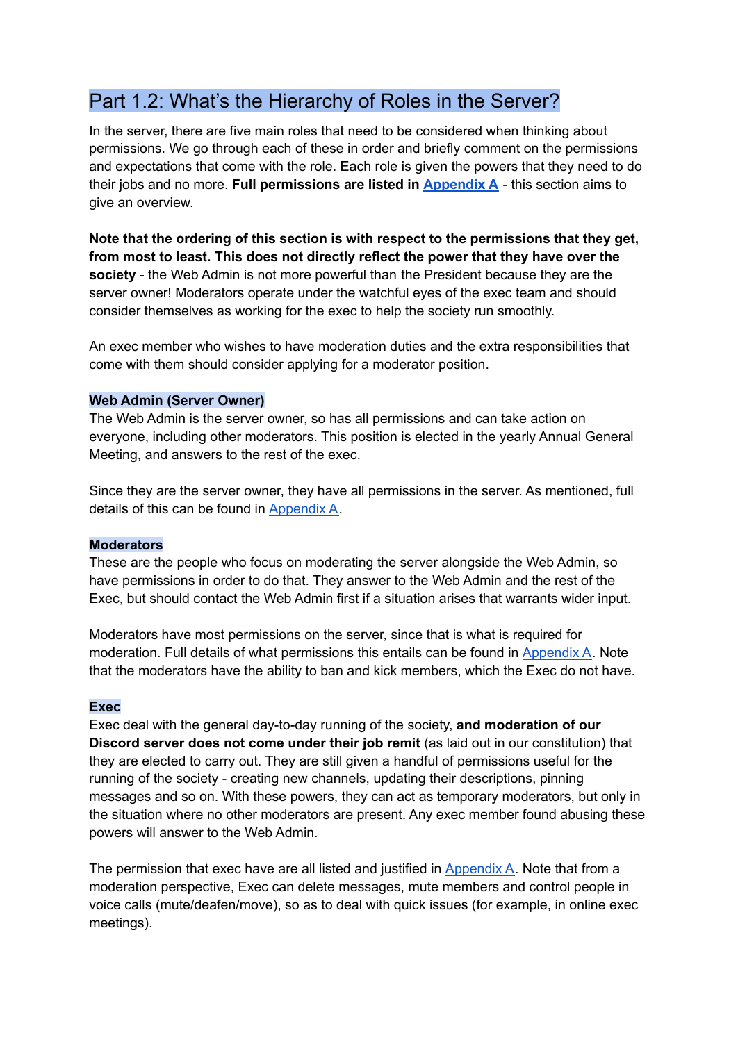## Part 1.2: What's the Hierarchy of Roles in the Server?

In the server, there are five main roles that need to be considered when thinking about permissions. We go through each of these in order and briefly comment on the permissions and expectations that come with the role. Each role is given the powers that they need to do their jobs and no more. **Full permissions are listed in [Appendix A](#)** - this section aims to give an overview.

**Note that the ordering of this section is with respect to the permissions that they get, from most to least. This does not directly reflect the power that they have over the society** - the Web Admin is not more powerful than the President because they are the server owner! Moderators operate under the watchful eyes of the exec team and should consider themselves as working for the exec to help the society run smoothly.

An exec member who wishes to have moderation duties and the extra responsibilities that come with them should consider applying for a moderator position.

### Web Admin (Server Owner)

The Web Admin is the server owner, so has all permissions and can take action on everyone, including other moderators. This position is elected in the yearly Annual General Meeting, and answers to the rest of the exec.

Since they are the server owner, they have all permissions in the server. As mentioned, full details of this can be found in [Appendix A](#).

### Moderators

These are the people who focus on moderating the server alongside the Web Admin, so have permissions in order to do that. They answer to the Web Admin and the rest of the Exec, but should contact the Web Admin first if a situation arises that warrants wider input.

Moderators have most permissions on the server, since that is what is required for moderation. Full details of what permissions this entails can be found in [Appendix A](#). Note that the moderators have the ability to ban and kick members, which the Exec do not have.

### Exec

Exec deal with the general day-to-day running of the society, **and moderation of our Discord server does not come under their job remit** (as laid out in our constitution) that they are elected to carry out. They are still given a handful of permissions useful for the running of the society - creating new channels, updating their descriptions, pinning messages and so on. With these powers, they can act as temporary moderators, but only in the situation where no other moderators are present. Any exec member found abusing these powers will answer to the Web Admin.

The permission that exec have are all listed and justified in [Appendix A](#). Note that from a moderation perspective, Exec can delete messages, mute members and control people in voice calls (mute/deafen/move), so as to deal with quick issues (for example, in online exec meetings).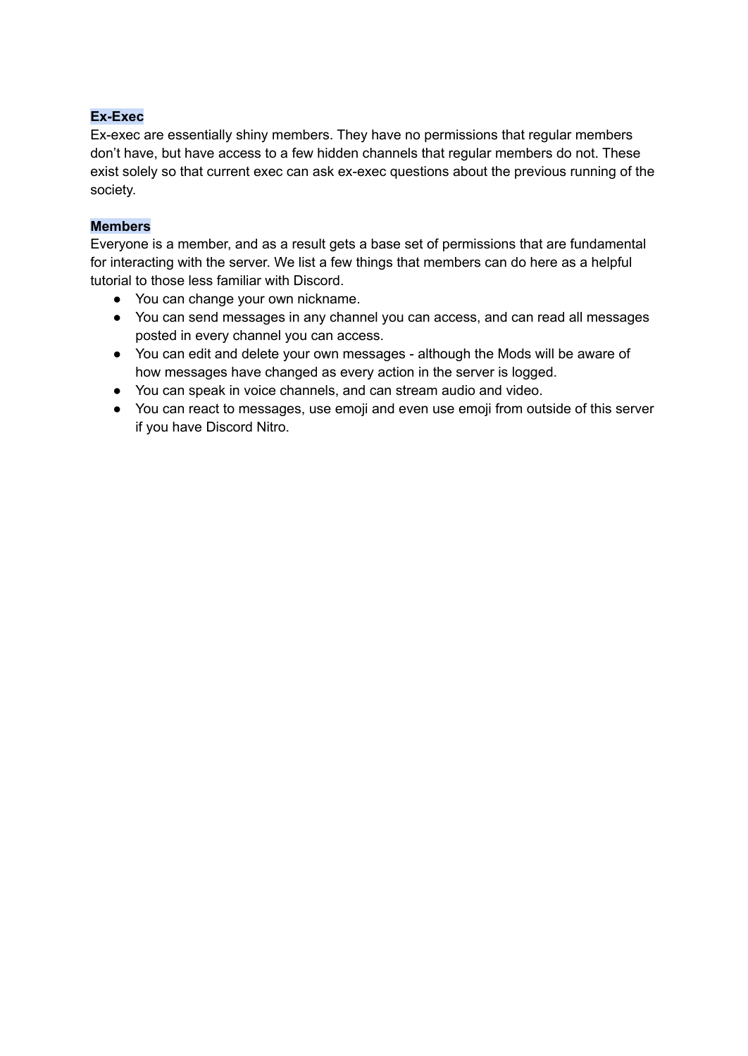### Ex-Exec

Ex-exec are essentially shiny members. They have no permissions that regular members don't have, but have access to a few hidden channels that regular members do not. These exist solely so that current exec can ask ex-exec questions about the previous running of the society.

### Members

Everyone is a member, and as a result gets a base set of permissions that are fundamental for interacting with the server. We list a few things that members can do here as a helpful tutorial to those less familiar with Discord.

- You can change your own nickname.
- You can send messages in any channel you can access, and can read all messages posted in every channel you can access.
- You can edit and delete your own messages - although the Mods will be aware of how messages have changed as every action in the server is logged.
- You can speak in voice channels, and can stream audio and video.
- You can react to messages, use emoji and even use emoji from outside of this server if you have Discord Nitro.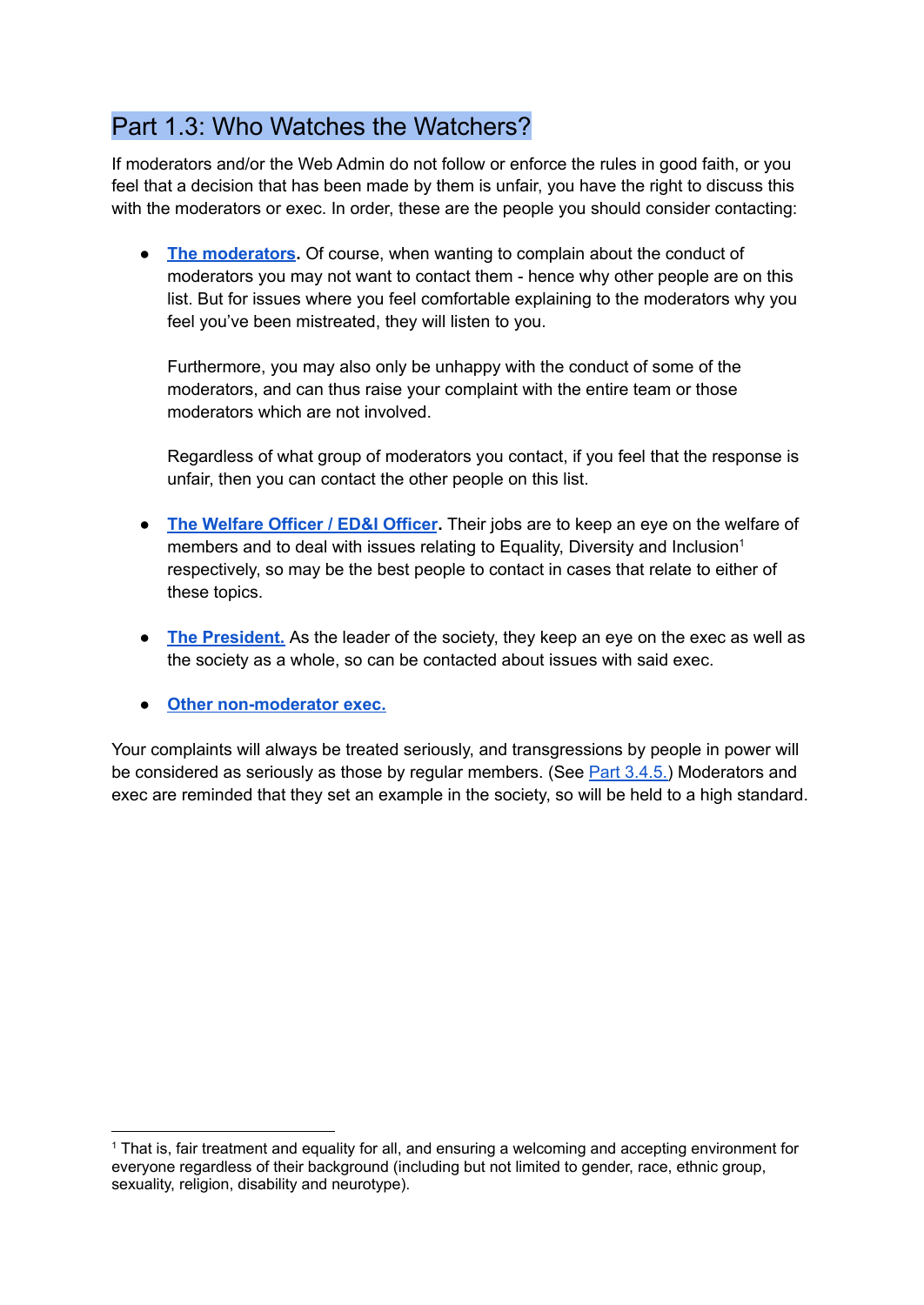## Part 1.3: Who Watches the Watchers?

If moderators and/or the Web Admin do not follow or enforce the rules in good faith, or you feel that a decision that has been made by them is unfair, you have the right to discuss this with the moderators or exec. In order, these are the people you should consider contacting:

- **The moderators.** Of course, when wanting to complain about the conduct of moderators you may not want to contact them - hence why other people are on this list. But for issues where you feel comfortable explaining to the moderators why you feel you've been mistreated, they will listen to you.

  Furthermore, you may also only be unhappy with the conduct of some of the moderators, and can thus raise your complaint with the entire team or those moderators which are not involved.

  Regardless of what group of moderators you contact, if you feel that the response is unfair, then you can contact the other people on this list.

- **The Welfare Officer / ED&I Officer.** Their jobs are to keep an eye on the welfare of members and to deal with issues relating to Equality, Diversity and Inclusion[1] respectively, so may be the best people to contact in cases that relate to either of these topics.

- **The President.** As the leader of the society, they keep an eye on the exec as well as the society as a whole, so can be contacted about issues with said exec.

- **Other non-moderator exec.**

Your complaints will always be treated seriously, and transgressions by people in power will be considered as seriously as those by regular members. (See Part 3.4.5.) Moderators and exec are reminded that they set an example in the society, so will be held to a high standard.

---

[1] That is, fair treatment and equality for all, and ensuring a welcoming and accepting environment for everyone regardless of their background (including but not limited to gender, race, ethnic group, sexuality, religion, disability and neurotype).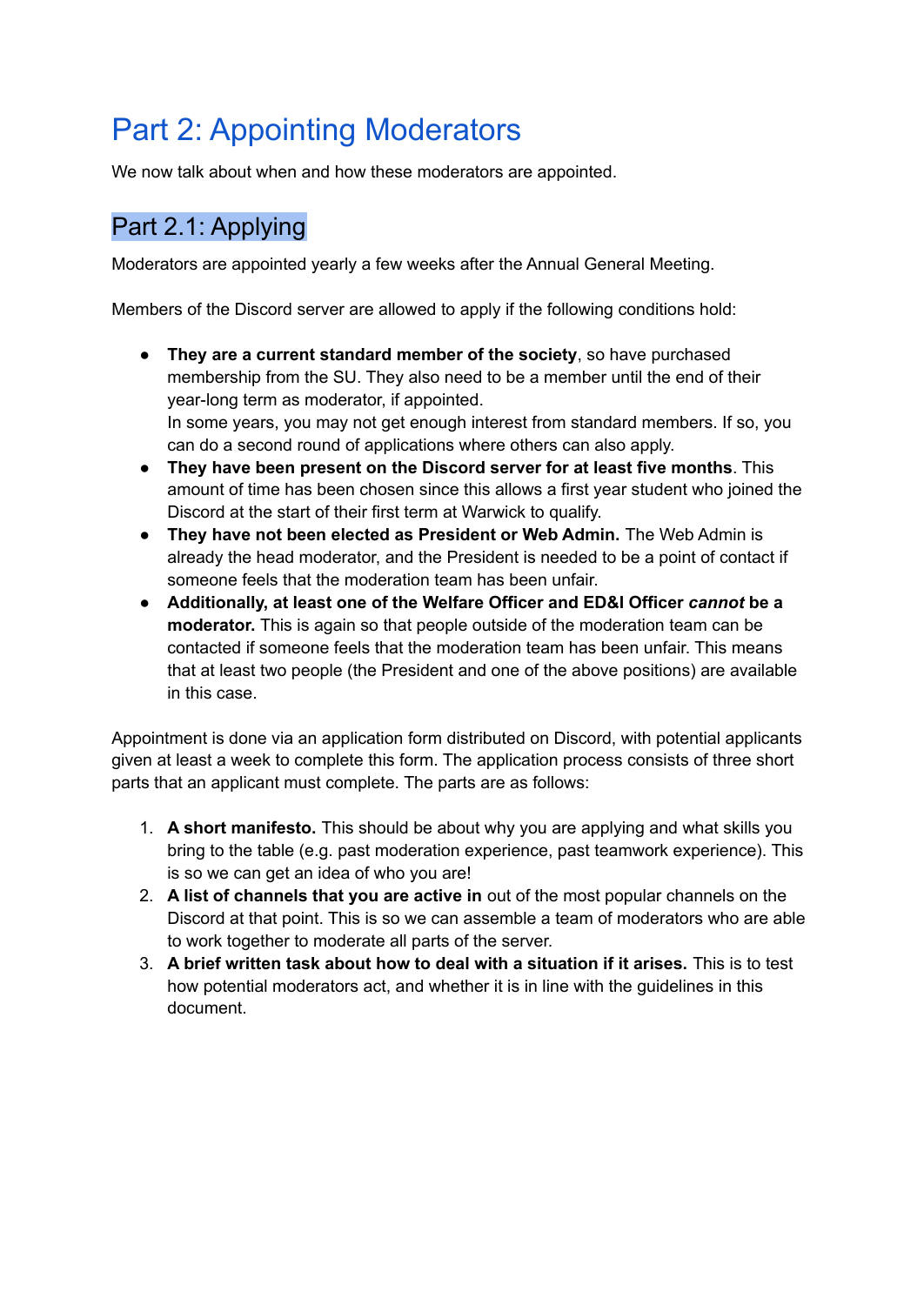# Part 2: Appointing Moderators

We now talk about when and how these moderators are appointed.

## Part 2.1: Applying

Moderators are appointed yearly a few weeks after the Annual General Meeting.

Members of the Discord server are allowed to apply if the following conditions hold:

- **They are a current standard member of the society**, so have purchased membership from the SU. They also need to be a member until the end of their year-long term as moderator, if appointed.
  In some years, you may not get enough interest from standard members. If so, you can do a second round of applications where others can also apply.
- **They have been present on the Discord server for at least five months**. This amount of time has been chosen since this allows a first year student who joined the Discord at the start of their first term at Warwick to qualify.
- **They have not been elected as President or Web Admin.** The Web Admin is already the head moderator, and the President is needed to be a point of contact if someone feels that the moderation team has been unfair.
- **Additionally, at least one of the Welfare Officer and ED&I Officer *cannot* be a moderator.** This is again so that people outside of the moderation team can be contacted if someone feels that the moderation team has been unfair. This means that at least two people (the President and one of the above positions) are available in this case.

Appointment is done via an application form distributed on Discord, with potential applicants given at least a week to complete this form. The application process consists of three short parts that an applicant must complete. The parts are as follows:

1. **A short manifesto.** This should be about why you are applying and what skills you bring to the table (e.g. past moderation experience, past teamwork experience). This is so we can get an idea of who you are!
2. **A list of channels that you are active in** out of the most popular channels on the Discord at that point. This is so we can assemble a team of moderators who are able to work together to moderate all parts of the server.
3. **A brief written task about how to deal with a situation if it arises.** This is to test how potential moderators act, and whether it is in line with the guidelines in this document.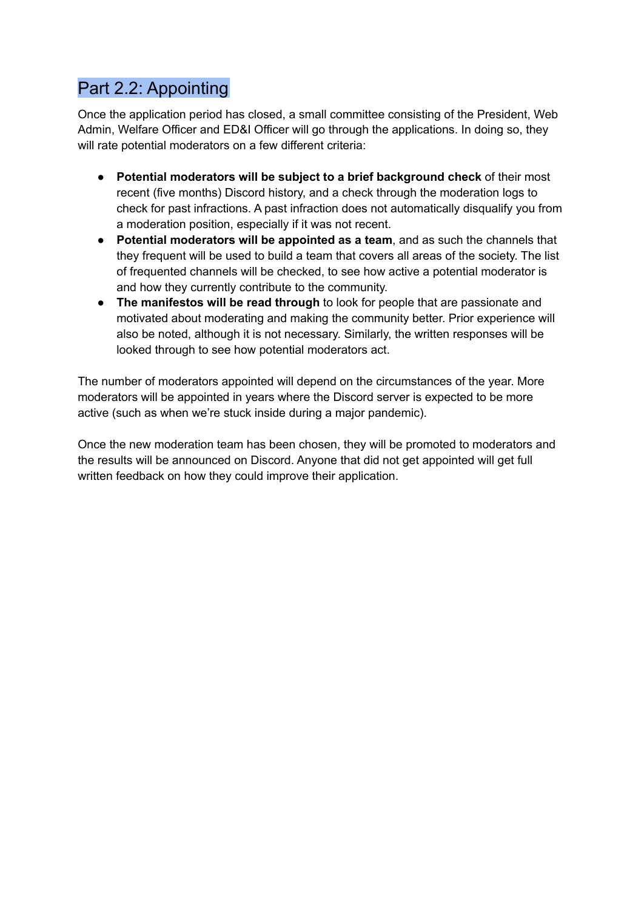## Part 2.2: Appointing

Once the application period has closed, a small committee consisting of the President, Web Admin, Welfare Officer and ED&I Officer will go through the applications. In doing so, they will rate potential moderators on a few different criteria:

- **Potential moderators will be subject to a brief background check** of their most recent (five months) Discord history, and a check through the moderation logs to check for past infractions. A past infraction does not automatically disqualify you from a moderation position, especially if it was not recent.
- **Potential moderators will be appointed as a team**, and as such the channels that they frequent will be used to build a team that covers all areas of the society. The list of frequented channels will be checked, to see how active a potential moderator is and how they currently contribute to the community.
- **The manifestos will be read through** to look for people that are passionate and motivated about moderating and making the community better. Prior experience will also be noted, although it is not necessary. Similarly, the written responses will be looked through to see how potential moderators act.

The number of moderators appointed will depend on the circumstances of the year. More moderators will be appointed in years where the Discord server is expected to be more active (such as when we're stuck inside during a major pandemic).

Once the new moderation team has been chosen, they will be promoted to moderators and the results will be announced on Discord. Anyone that did not get appointed will get full written feedback on how they could improve their application.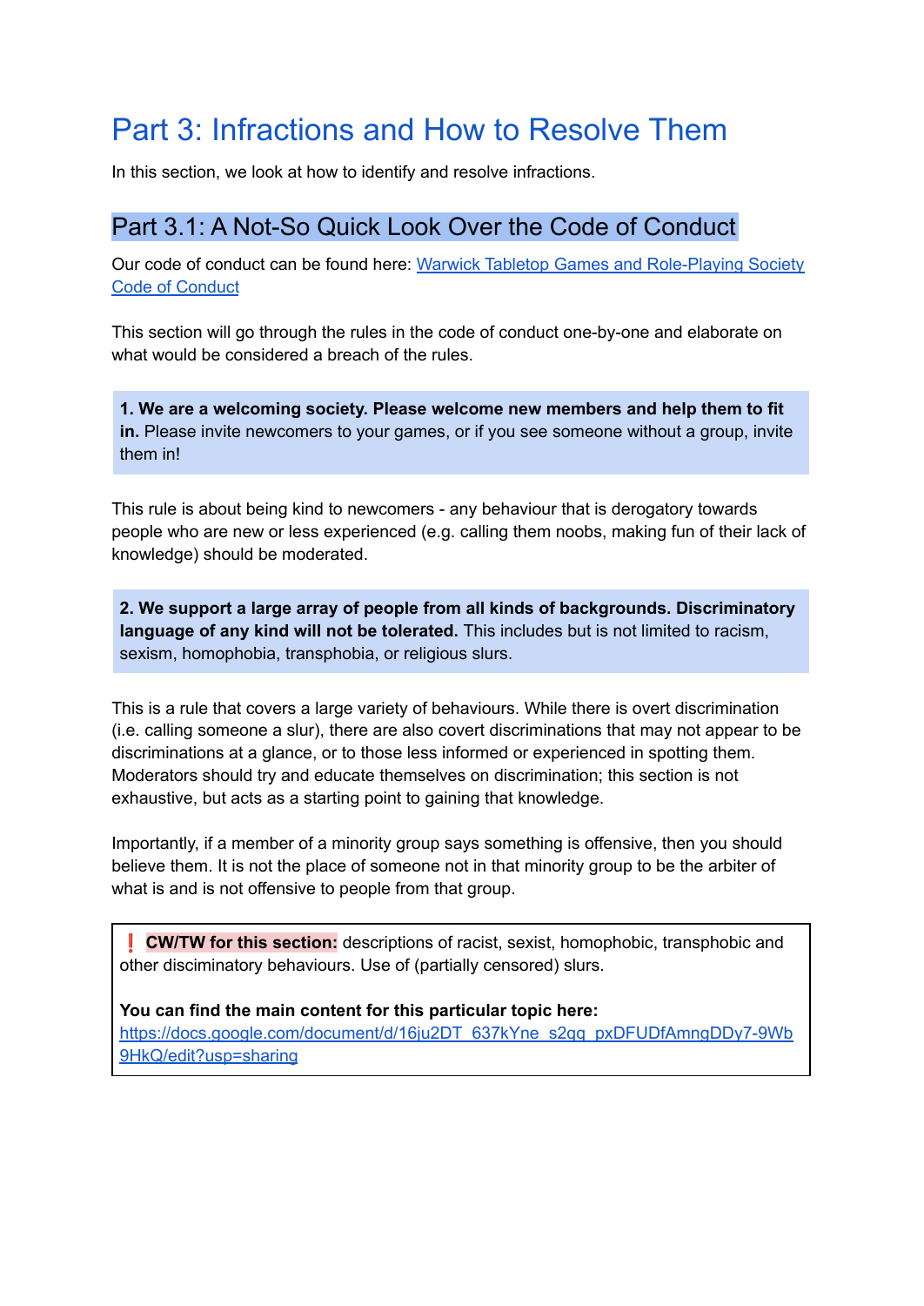# Part 3: Infractions and How to Resolve Them

In this section, we look at how to identify and resolve infractions.

## Part 3.1: A Not-So Quick Look Over the Code of Conduct

Our code of conduct can be found here: [Warwick Tabletop Games and Role-Playing Society Code of Conduct]()

This section will go through the rules in the code of conduct one-by-one and elaborate on what would be considered a breach of the rules.

> **1. We are a welcoming society. Please welcome new members and help them to fit in.** Please invite newcomers to your games, or if you see someone without a group, invite them in!

This rule is about being kind to newcomers - any behaviour that is derogatory towards people who are new or less experienced (e.g. calling them noobs, making fun of their lack of knowledge) should be moderated.

> **2. We support a large array of people from all kinds of backgrounds. Discriminatory language of any kind will not be tolerated.** This includes but is not limited to racism, sexism, homophobia, transphobia, or religious slurs.

This is a rule that covers a large variety of behaviours. While there is overt discrimination (i.e. calling someone a slur), there are also covert discriminations that may not appear to be discriminations at a glance, or to those less informed or experienced in spotting them. Moderators should try and educate themselves on discrimination; this section is not exhaustive, but acts as a starting point to gaining that knowledge.

Importantly, if a member of a minority group says something is offensive, then you should believe them. It is not the place of someone not in that minority group to be the arbiter of what is and is not offensive to people from that group.

> ❗ **CW/TW for this section:** descriptions of racist, sexist, homophobic, transphobic and other disciminatory behaviours. Use of (partially censored) slurs.
>
> **You can find the main content for this particular topic here:**
> https://docs.google.com/document/d/16ju2DT_637kYne_s2qq_pxDFUDfAmngDDy7-9Wb9HkQ/edit?usp=sharing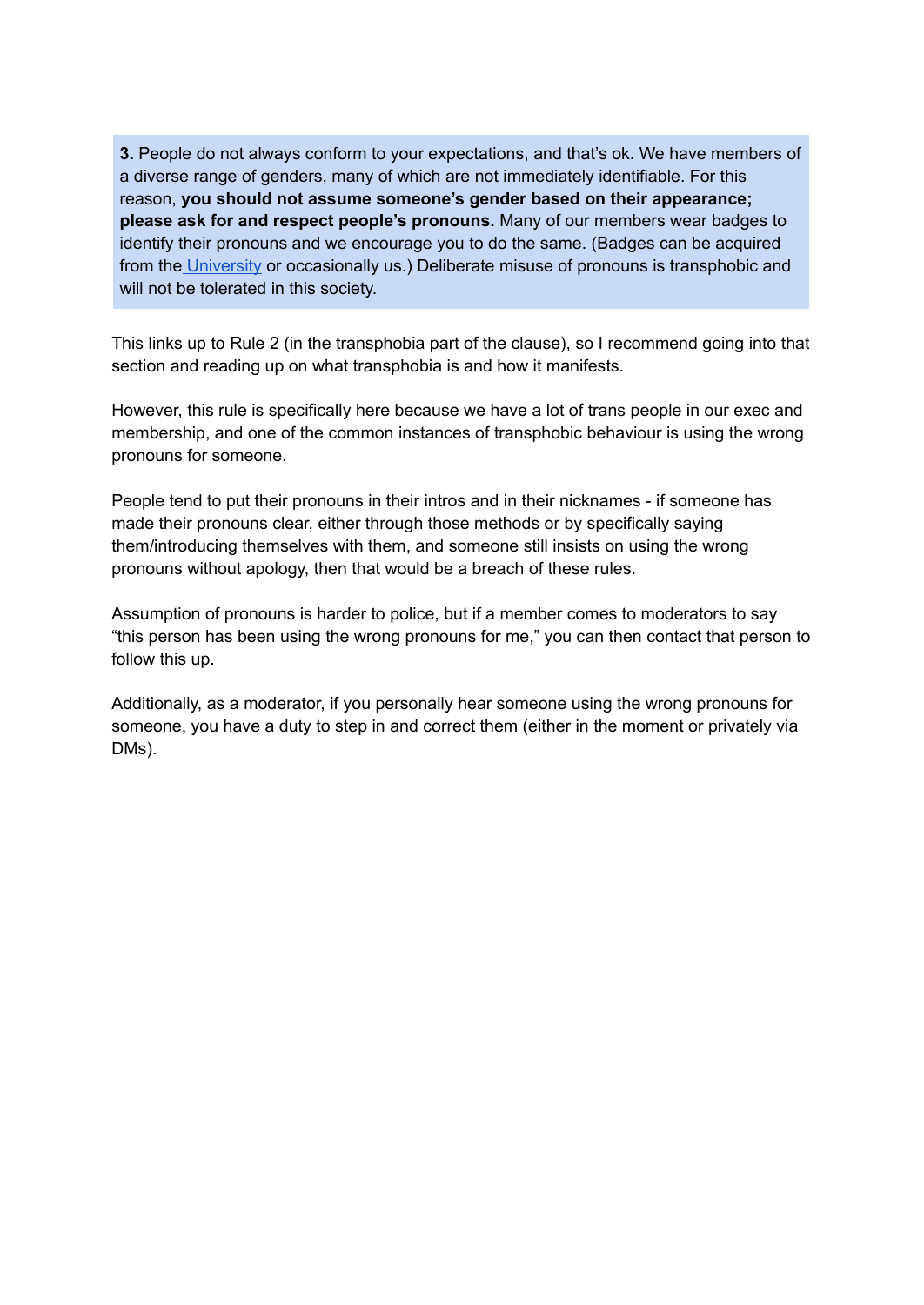**3.** People do not always conform to your expectations, and that's ok. We have members of a diverse range of genders, many of which are not immediately identifiable. For this reason, **you should not assume someone's gender based on their appearance; please ask for and respect people's pronouns.** Many of our members wear badges to identify their pronouns and we encourage you to do the same. (Badges can be acquired from the University or occasionally us.) Deliberate misuse of pronouns is transphobic and will not be tolerated in this society.

This links up to Rule 2 (in the transphobia part of the clause), so I recommend going into that section and reading up on what transphobia is and how it manifests.

However, this rule is specifically here because we have a lot of trans people in our exec and membership, and one of the common instances of transphobic behaviour is using the wrong pronouns for someone.

People tend to put their pronouns in their intros and in their nicknames - if someone has made their pronouns clear, either through those methods or by specifically saying them/introducing themselves with them, and someone still insists on using the wrong pronouns without apology, then that would be a breach of these rules.

Assumption of pronouns is harder to police, but if a member comes to moderators to say "this person has been using the wrong pronouns for me," you can then contact that person to follow this up.

Additionally, as a moderator, if you personally hear someone using the wrong pronouns for someone, you have a duty to step in and correct them (either in the moment or privately via DMs).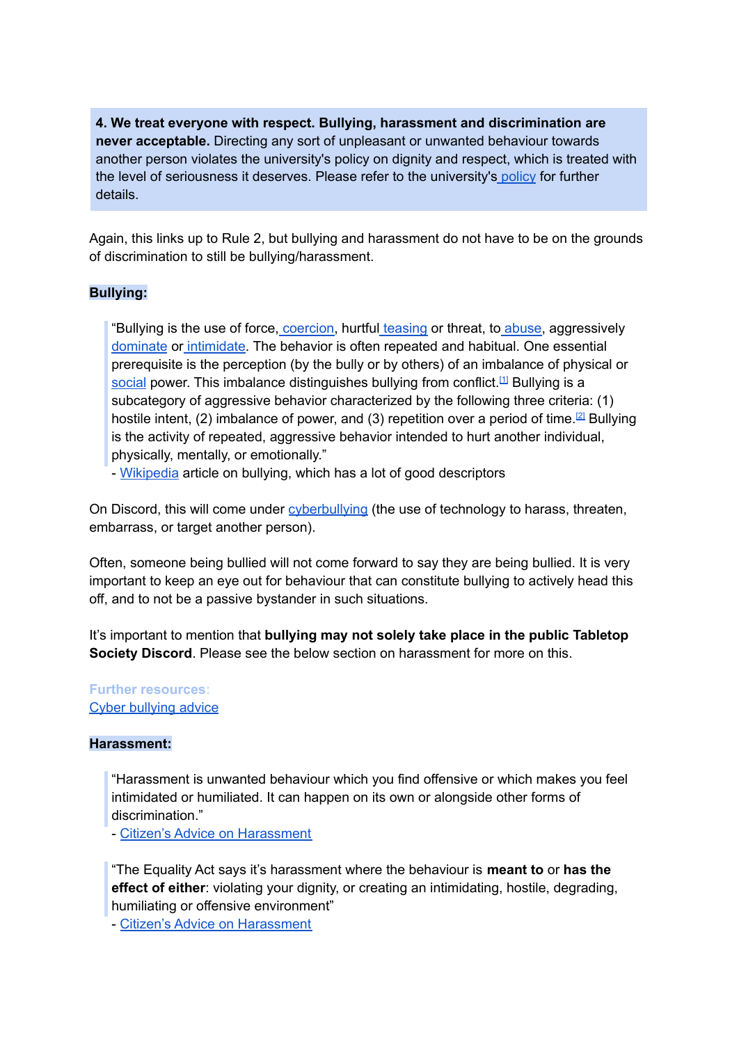**4. We treat everyone with respect. Bullying, harassment and discrimination are never acceptable.** Directing any sort of unpleasant or unwanted behaviour towards another person violates the university's policy on dignity and respect, which is treated with the level of seriousness it deserves. Please refer to the university's policy for further details.

Again, this links up to Rule 2, but bullying and harassment do not have to be on the grounds of discrimination to still be bullying/harassment.

**Bullying:**

> "Bullying is the use of force, coercion, hurtful teasing or threat, to abuse, aggressively dominate or intimidate. The behavior is often repeated and habitual. One essential prerequisite is the perception (by the bully or by others) of an imbalance of physical or social power. This imbalance distinguishes bullying from conflict.[1] Bullying is a subcategory of aggressive behavior characterized by the following three criteria: (1) hostile intent, (2) imbalance of power, and (3) repetition over a period of time.[2] Bullying is the activity of repeated, aggressive behavior intended to hurt another individual, physically, mentally, or emotionally."
>
> - Wikipedia article on bullying, which has a lot of good descriptors

On Discord, this will come under cyberbullying (the use of technology to harass, threaten, embarrass, or target another person).

Often, someone being bullied will not come forward to say they are being bullied. It is very important to keep an eye out for behaviour that can constitute bullying to actively head this off, and to not be a passive bystander in such situations.

It's important to mention that **bullying may not solely take place in the public Tabletop Society Discord**. Please see the below section on harassment for more on this.

Further resources:
Cyber bullying advice

**Harassment:**

> "Harassment is unwanted behaviour which you find offensive or which makes you feel intimidated or humiliated. It can happen on its own or alongside other forms of discrimination."
>
> - Citizen's Advice on Harassment

> "The Equality Act says it's harassment where the behaviour is **meant to** or **has the effect of either**: violating your dignity, or creating an intimidating, hostile, degrading, humiliating or offensive environment"
>
> - Citizen's Advice on Harassment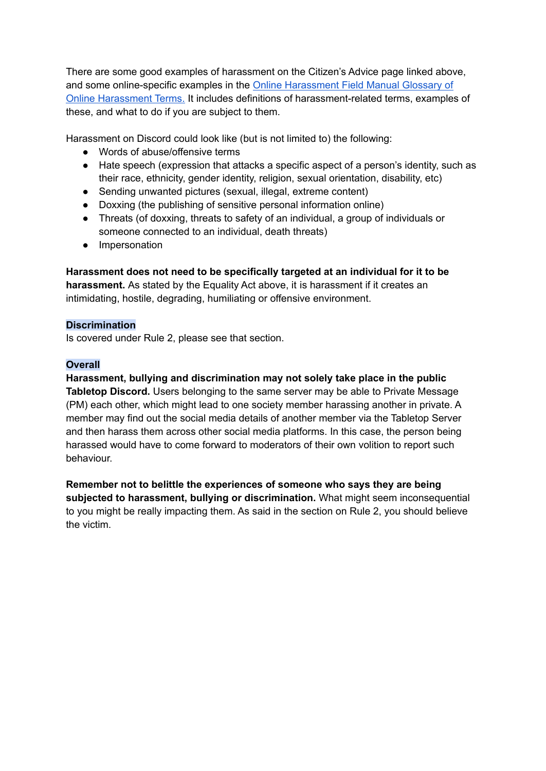There are some good examples of harassment on the Citizen's Advice page linked above, and some online-specific examples in the [Online Harassment Field Manual Glossary of Online Harassment Terms.]() It includes definitions of harassment-related terms, examples of these, and what to do if you are subject to them.

Harassment on Discord could look like (but is not limited to) the following:

- Words of abuse/offensive terms
- Hate speech (expression that attacks a specific aspect of a person's identity, such as their race, ethnicity, gender identity, religion, sexual orientation, disability, etc)
- Sending unwanted pictures (sexual, illegal, extreme content)
- Doxxing (the publishing of sensitive personal information online)
- Threats (of doxxing, threats to safety of an individual, a group of individuals or someone connected to an individual, death threats)
- Impersonation

**Harassment does not need to be specifically targeted at an individual for it to be harassment.** As stated by the Equality Act above, it is harassment if it creates an intimidating, hostile, degrading, humiliating or offensive environment.

**Discrimination**

Is covered under Rule 2, please see that section.

**Overall**

**Harassment, bullying and discrimination may not solely take place in the public Tabletop Discord.** Users belonging to the same server may be able to Private Message (PM) each other, which might lead to one society member harassing another in private. A member may find out the social media details of another member via the Tabletop Server and then harass them across other social media platforms. In this case, the person being harassed would have to come forward to moderators of their own volition to report such behaviour.

**Remember not to belittle the experiences of someone who says they are being subjected to harassment, bullying or discrimination.** What might seem inconsequential to you might be really impacting them. As said in the section on Rule 2, you should believe the victim.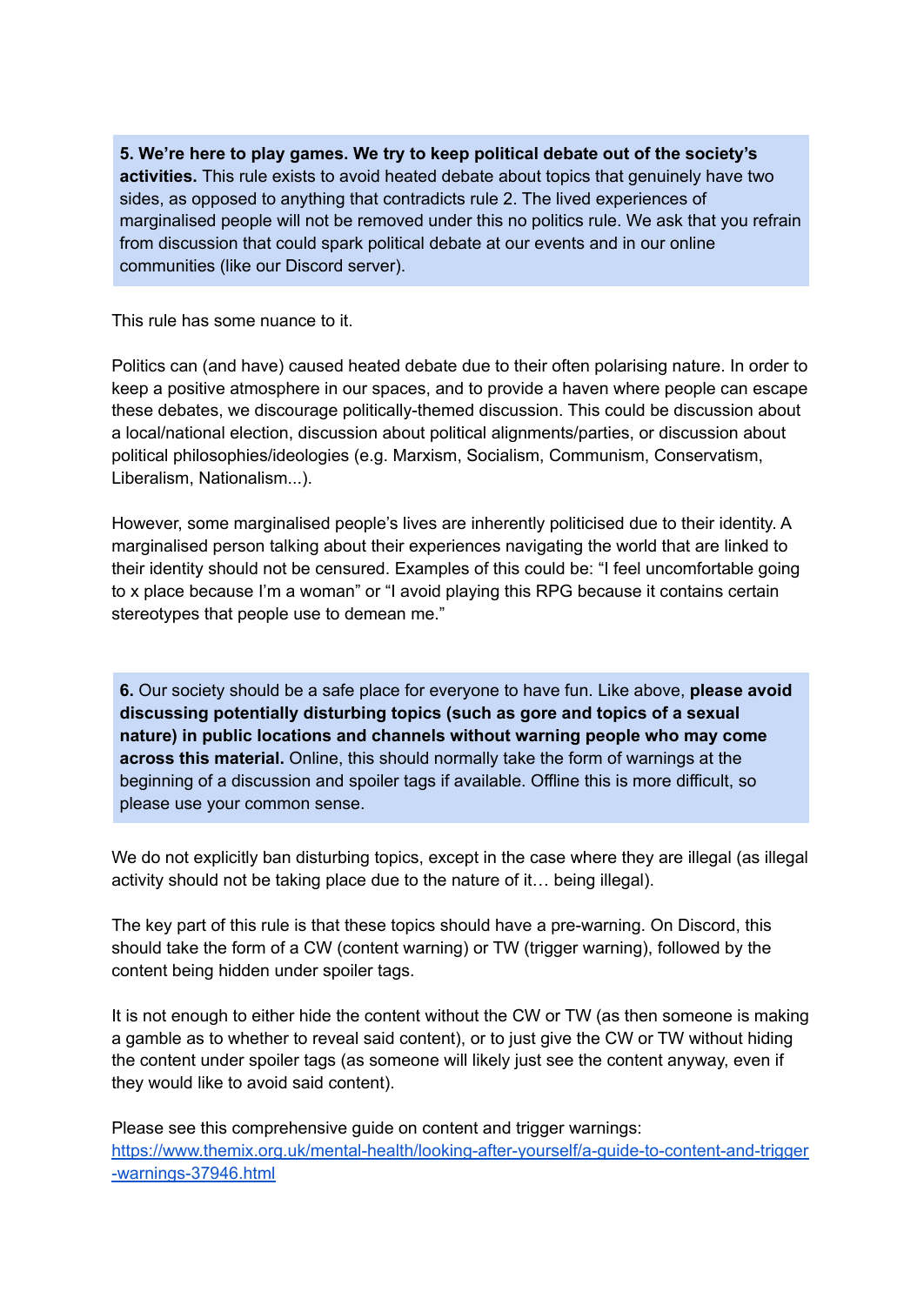**5. We're here to play games. We try to keep political debate out of the society's activities.** This rule exists to avoid heated debate about topics that genuinely have two sides, as opposed to anything that contradicts rule 2. The lived experiences of marginalised people will not be removed under this no politics rule. We ask that you refrain from discussion that could spark political debate at our events and in our online communities (like our Discord server).

This rule has some nuance to it.

Politics can (and have) caused heated debate due to their often polarising nature. In order to keep a positive atmosphere in our spaces, and to provide a haven where people can escape these debates, we discourage politically-themed discussion. This could be discussion about a local/national election, discussion about political alignments/parties, or discussion about political philosophies/ideologies (e.g. Marxism, Socialism, Communism, Conservatism, Liberalism, Nationalism...).

However, some marginalised people's lives are inherently politicised due to their identity. A marginalised person talking about their experiences navigating the world that are linked to their identity should not be censured. Examples of this could be: "I feel uncomfortable going to x place because I'm a woman" or "I avoid playing this RPG because it contains certain stereotypes that people use to demean me."

**6.** Our society should be a safe place for everyone to have fun. Like above, **please avoid discussing potentially disturbing topics (such as gore and topics of a sexual nature) in public locations and channels without warning people who may come across this material.** Online, this should normally take the form of warnings at the beginning of a discussion and spoiler tags if available. Offline this is more difficult, so please use your common sense.

We do not explicitly ban disturbing topics, except in the case where they are illegal (as illegal activity should not be taking place due to the nature of it… being illegal).

The key part of this rule is that these topics should have a pre-warning. On Discord, this should take the form of a CW (content warning) or TW (trigger warning), followed by the content being hidden under spoiler tags.

It is not enough to either hide the content without the CW or TW (as then someone is making a gamble as to whether to reveal said content), or to just give the CW or TW without hiding the content under spoiler tags (as someone will likely just see the content anyway, even if they would like to avoid said content).

Please see this comprehensive guide on content and trigger warnings: [https://www.themix.org.uk/mental-health/looking-after-yourself/a-guide-to-content-and-trigger-warnings-37946.html](https://www.themix.org.uk/mental-health/looking-after-yourself/a-guide-to-content-and-trigger-warnings-37946.html)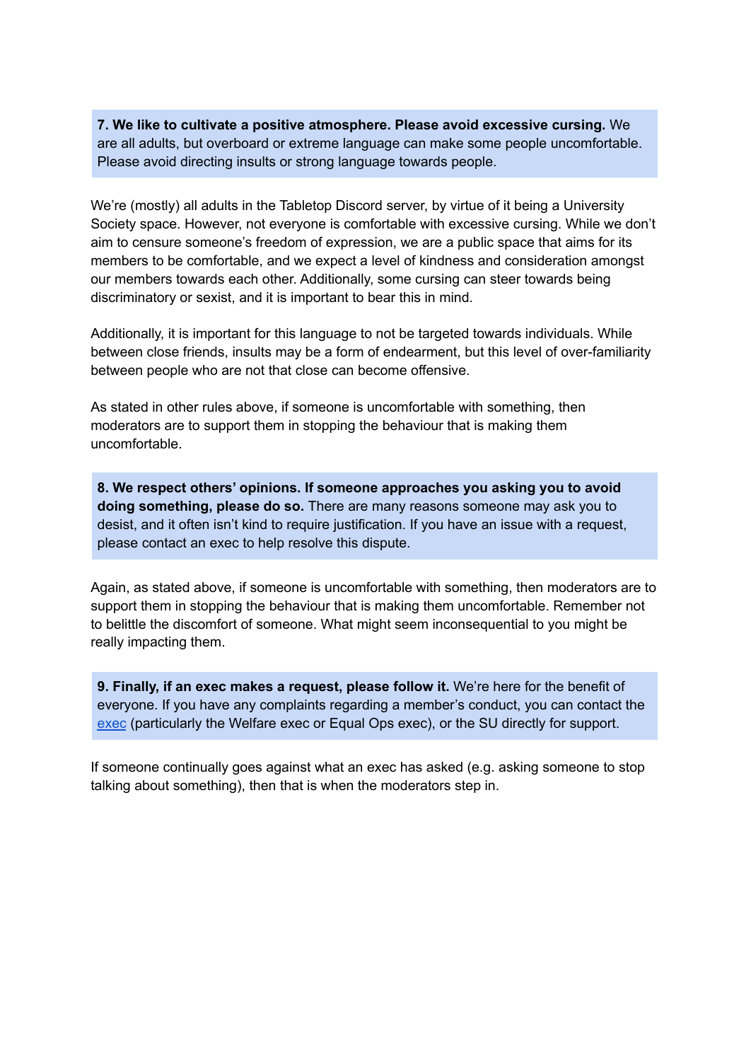**7. We like to cultivate a positive atmosphere. Please avoid excessive cursing.** We are all adults, but overboard or extreme language can make some people uncomfortable. Please avoid directing insults or strong language towards people.

We're (mostly) all adults in the Tabletop Discord server, by virtue of it being a University Society space. However, not everyone is comfortable with excessive cursing. While we don't aim to censure someone's freedom of expression, we are a public space that aims for its members to be comfortable, and we expect a level of kindness and consideration amongst our members towards each other. Additionally, some cursing can steer towards being discriminatory or sexist, and it is important to bear this in mind.

Additionally, it is important for this language to not be targeted towards individuals. While between close friends, insults may be a form of endearment, but this level of over-familiarity between people who are not that close can become offensive.

As stated in other rules above, if someone is uncomfortable with something, then moderators are to support them in stopping the behaviour that is making them uncomfortable.

**8. We respect others' opinions. If someone approaches you asking you to avoid doing something, please do so.** There are many reasons someone may ask you to desist, and it often isn't kind to require justification. If you have an issue with a request, please contact an exec to help resolve this dispute.

Again, as stated above, if someone is uncomfortable with something, then moderators are to support them in stopping the behaviour that is making them uncomfortable. Remember not to belittle the discomfort of someone. What might seem inconsequential to you might be really impacting them.

**9. Finally, if an exec makes a request, please follow it.** We're here for the benefit of everyone. If you have any complaints regarding a member's conduct, you can contact the exec (particularly the Welfare exec or Equal Ops exec), or the SU directly for support.

If someone continually goes against what an exec has asked (e.g. asking someone to stop talking about something), then that is when the moderators step in.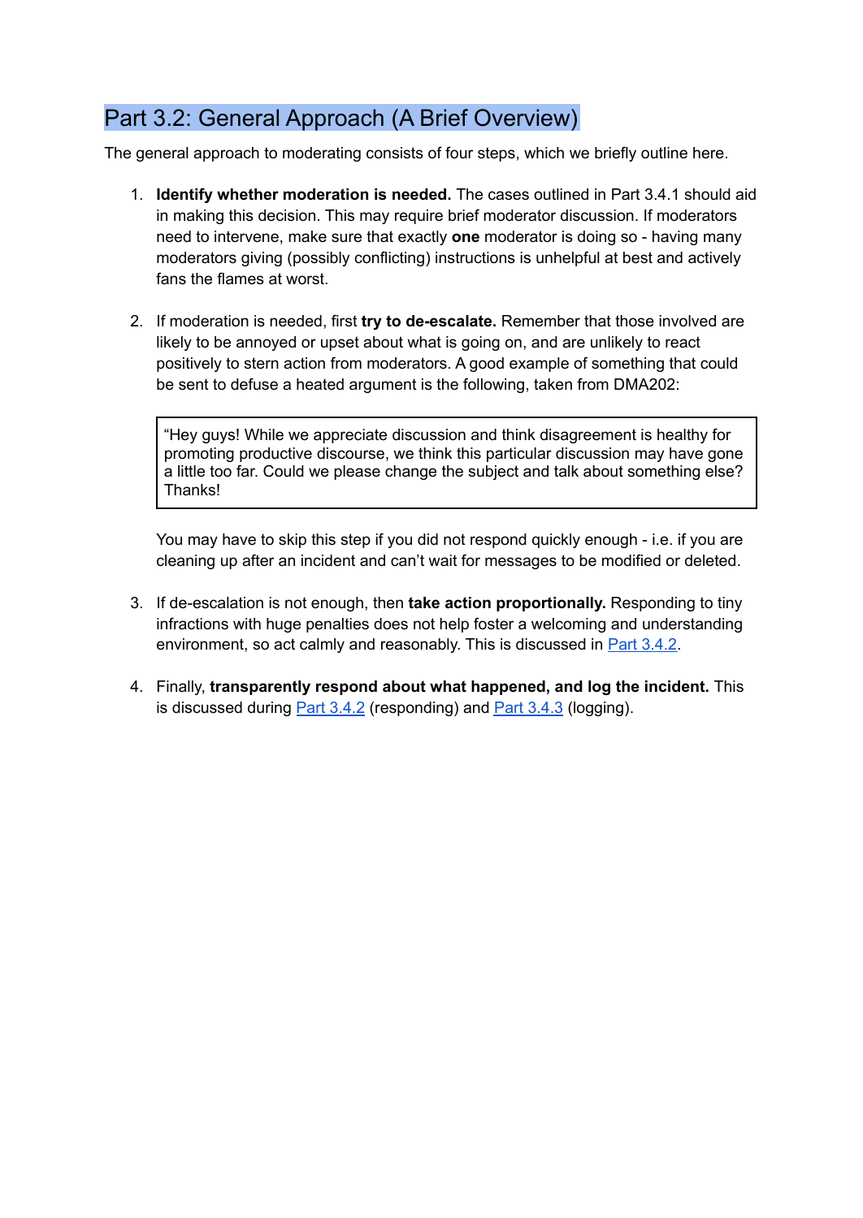## Part 3.2: General Approach (A Brief Overview)

The general approach to moderating consists of four steps, which we briefly outline here.

1. **Identify whether moderation is needed.** The cases outlined in Part 3.4.1 should aid in making this decision. This may require brief moderator discussion. If moderators need to intervene, make sure that exactly **one** moderator is doing so - having many moderators giving (possibly conflicting) instructions is unhelpful at best and actively fans the flames at worst.

2. If moderation is needed, first **try to de-escalate.** Remember that those involved are likely to be annoyed or upset about what is going on, and are unlikely to react positively to stern action from moderators. A good example of something that could be sent to defuse a heated argument is the following, taken from DMA202:

   > "Hey guys! While we appreciate discussion and think disagreement is healthy for promoting productive discourse, we think this particular discussion may have gone a little too far. Could we please change the subject and talk about something else? Thanks!

   You may have to skip this step if you did not respond quickly enough - i.e. if you are cleaning up after an incident and can't wait for messages to be modified or deleted.

3. If de-escalation is not enough, then **take action proportionally.** Responding to tiny infractions with huge penalties does not help foster a welcoming and understanding environment, so act calmly and reasonably. This is discussed in Part 3.4.2.

4. Finally, **transparently respond about what happened, and log the incident.** This is discussed during Part 3.4.2 (responding) and Part 3.4.3 (logging).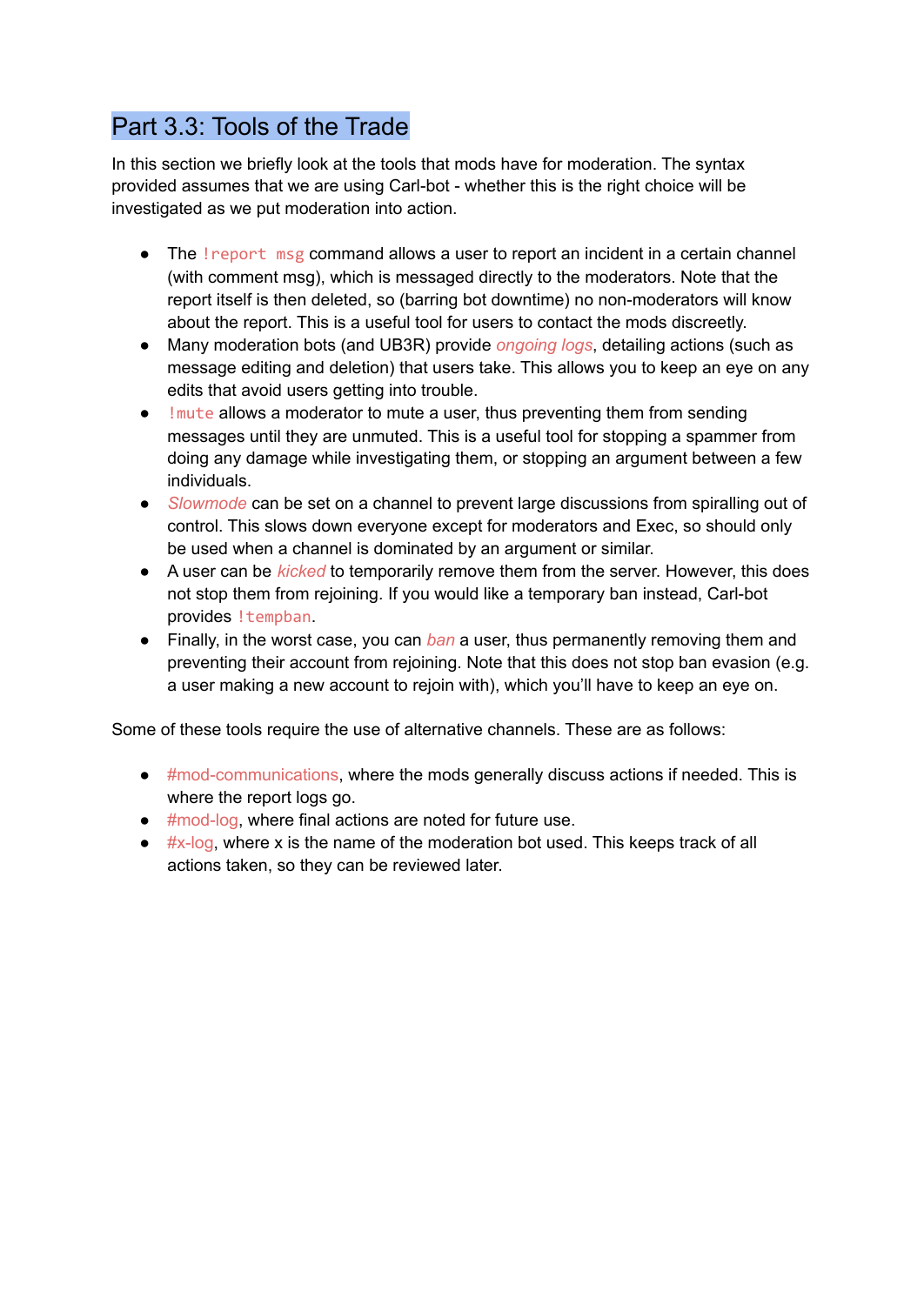## Part 3.3: Tools of the Trade

In this section we briefly look at the tools that mods have for moderation. The syntax provided assumes that we are using Carl-bot - whether this is the right choice will be investigated as we put moderation into action.

- The `!report msg` command allows a user to report an incident in a certain channel (with comment msg), which is messaged directly to the moderators. Note that the report itself is then deleted, so (barring bot downtime) no non-moderators will know about the report. This is a useful tool for users to contact the mods discreetly.
- Many moderation bots (and UB3R) provide *ongoing logs*, detailing actions (such as message editing and deletion) that users take. This allows you to keep an eye on any edits that avoid users getting into trouble.
- `!mute` allows a moderator to mute a user, thus preventing them from sending messages until they are unmuted. This is a useful tool for stopping a spammer from doing any damage while investigating them, or stopping an argument between a few individuals.
- *Slowmode* can be set on a channel to prevent large discussions from spiralling out of control. This slows down everyone except for moderators and Exec, so should only be used when a channel is dominated by an argument or similar.
- A user can be *kicked* to temporarily remove them from the server. However, this does not stop them from rejoining. If you would like a temporary ban instead, Carl-bot provides `!tempban`.
- Finally, in the worst case, you can *ban* a user, thus permanently removing them and preventing their account from rejoining. Note that this does not stop ban evasion (e.g. a user making a new account to rejoin with), which you'll have to keep an eye on.

Some of these tools require the use of alternative channels. These are as follows:

- #mod-communications, where the mods generally discuss actions if needed. This is where the report logs go.
- #mod-log, where final actions are noted for future use.
- #x-log, where x is the name of the moderation bot used. This keeps track of all actions taken, so they can be reviewed later.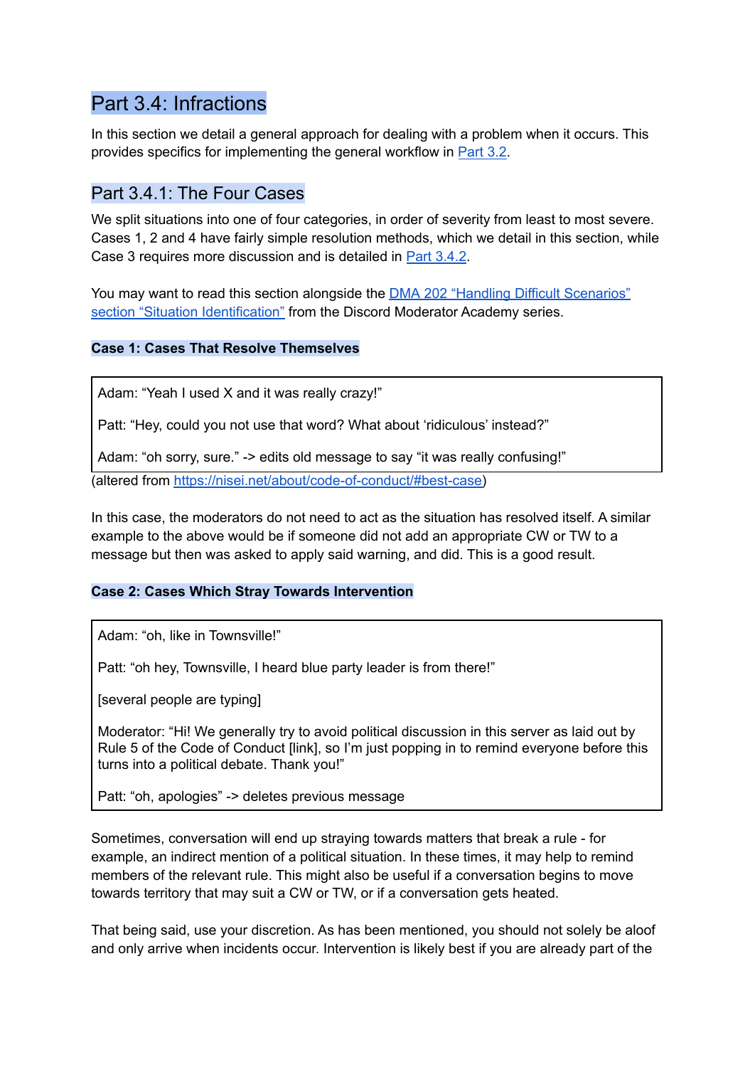# Part 3.4: Infractions

In this section we detail a general approach for dealing with a problem when it occurs. This provides specifics for implementing the general workflow in [Part 3.2](#).

## Part 3.4.1: The Four Cases

We split situations into one of four categories, in order of severity from least to most severe. Cases 1, 2 and 4 have fairly simple resolution methods, which we detail in this section, while Case 3 requires more discussion and is detailed in [Part 3.4.2](#).

You may want to read this section alongside the [DMA 202 "Handling Difficult Scenarios" section "Situation Identification"](#) from the Discord Moderator Academy series.

**Case 1: Cases That Resolve Themselves**

> Adam: "Yeah I used X and it was really crazy!"
>
> Patt: "Hey, could you not use that word? What about 'ridiculous' instead?"
>
> Adam: "oh sorry, sure." -> edits old message to say "it was really confusing!"

(altered from https://nisei.net/about/code-of-conduct/#best-case)

In this case, the moderators do not need to act as the situation has resolved itself. A similar example to the above would be if someone did not add an appropriate CW or TW to a message but then was asked to apply said warning, and did. This is a good result.

**Case 2: Cases Which Stray Towards Intervention**

> Adam: "oh, like in Townsville!"
>
> Patt: "oh hey, Townsville, I heard blue party leader is from there!"
>
> [several people are typing]
>
> Moderator: "Hi! We generally try to avoid political discussion in this server as laid out by Rule 5 of the Code of Conduct [link], so I'm just popping in to remind everyone before this turns into a political debate. Thank you!"
>
> Patt: "oh, apologies" -> deletes previous message

Sometimes, conversation will end up straying towards matters that break a rule - for example, an indirect mention of a political situation. In these times, it may help to remind members of the relevant rule. This might also be useful if a conversation begins to move towards territory that may suit a CW or TW, or if a conversation gets heated.

That being said, use your discretion. As has been mentioned, you should not solely be aloof and only arrive when incidents occur. Intervention is likely best if you are already part of the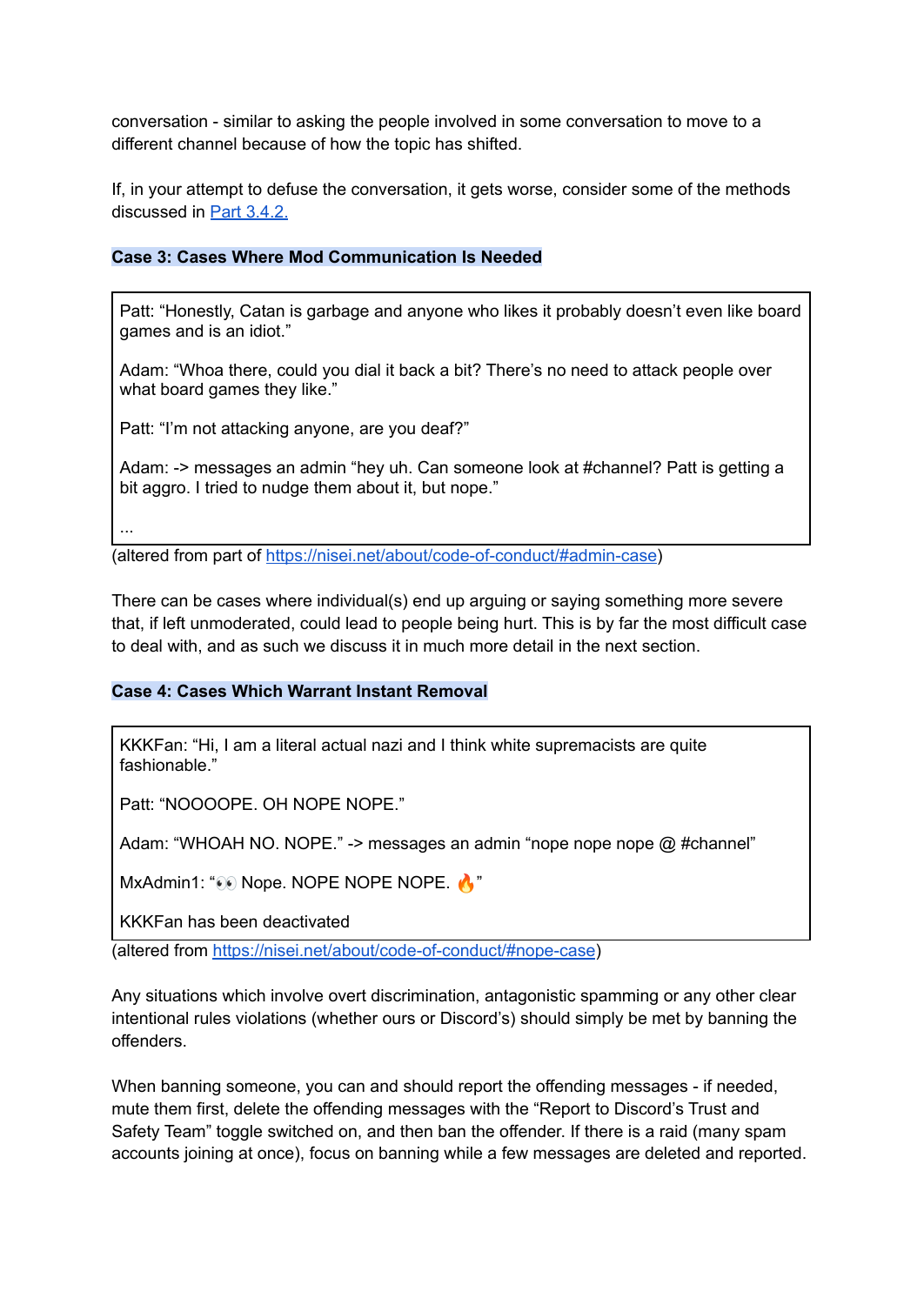conversation - similar to asking the people involved in some conversation to move to a different channel because of how the topic has shifted.

If, in your attempt to defuse the conversation, it gets worse, consider some of the methods discussed in [Part 3.4.2.](#)

**Case 3: Cases Where Mod Communication Is Needed**

> Patt: "Honestly, Catan is garbage and anyone who likes it probably doesn't even like board games and is an idiot."
>
> Adam: "Whoa there, could you dial it back a bit? There's no need to attack people over what board games they like."
>
> Patt: "I'm not attacking anyone, are you deaf?"
>
> Adam: -> messages an admin "hey uh. Can someone look at #channel? Patt is getting a bit aggro. I tried to nudge them about it, but nope."
>
> ...

(altered from part of [https://nisei.net/about/code-of-conduct/#admin-case](https://nisei.net/about/code-of-conduct/#admin-case))

There can be cases where individual(s) end up arguing or saying something more severe that, if left unmoderated, could lead to people being hurt. This is by far the most difficult case to deal with, and as such we discuss it in much more detail in the next section.

**Case 4: Cases Which Warrant Instant Removal**

> KKKFan: "Hi, I am a literal actual nazi and I think white supremacists are quite fashionable."
>
> Patt: "NOOOOPE. OH NOPE NOPE."
>
> Adam: "WHOAH NO. NOPE." -> messages an admin "nope nope nope @ #channel"
>
> MxAdmin1: "👀 Nope. NOPE NOPE NOPE. 🔥"
>
> KKKFan has been deactivated

(altered from [https://nisei.net/about/code-of-conduct/#nope-case](https://nisei.net/about/code-of-conduct/#nope-case))

Any situations which involve overt discrimination, antagonistic spamming or any other clear intentional rules violations (whether ours or Discord's) should simply be met by banning the offenders.

When banning someone, you can and should report the offending messages - if needed, mute them first, delete the offending messages with the "Report to Discord's Trust and Safety Team" toggle switched on, and then ban the offender. If there is a raid (many spam accounts joining at once), focus on banning while a few messages are deleted and reported.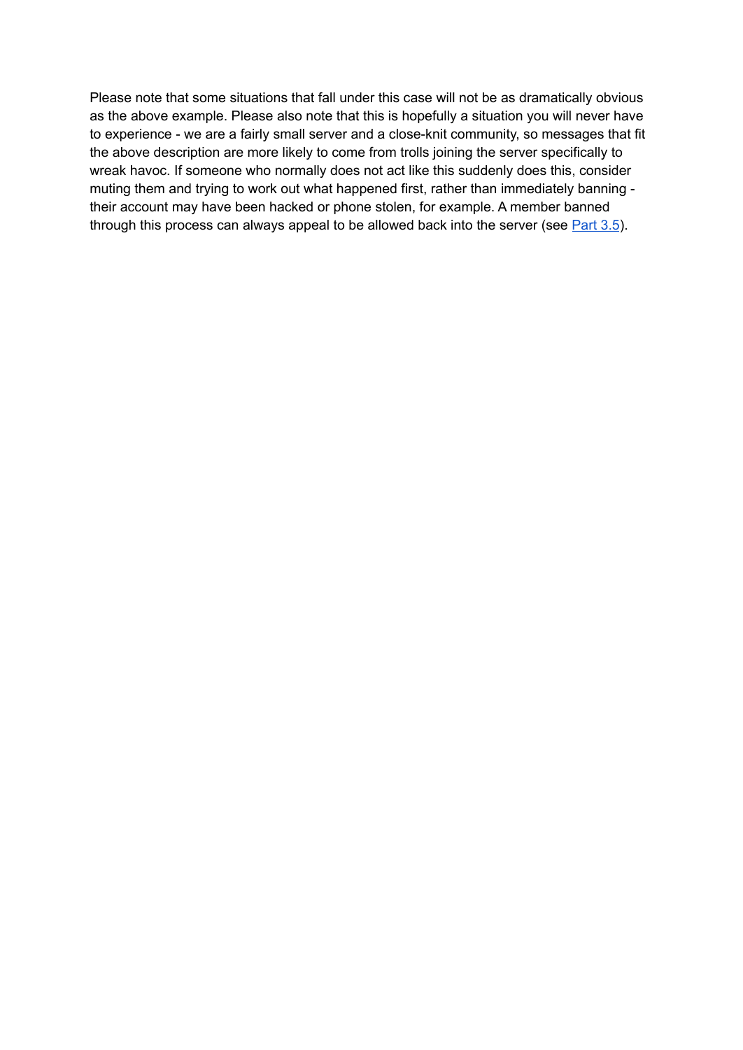Please note that some situations that fall under this case will not be as dramatically obvious as the above example. Please also note that this is hopefully a situation you will never have to experience - we are a fairly small server and a close-knit community, so messages that fit the above description are more likely to come from trolls joining the server specifically to wreak havoc. If someone who normally does not act like this suddenly does this, consider muting them and trying to work out what happened first, rather than immediately banning - their account may have been hacked or phone stolen, for example. A member banned through this process can always appeal to be allowed back into the server (see Part 3.5).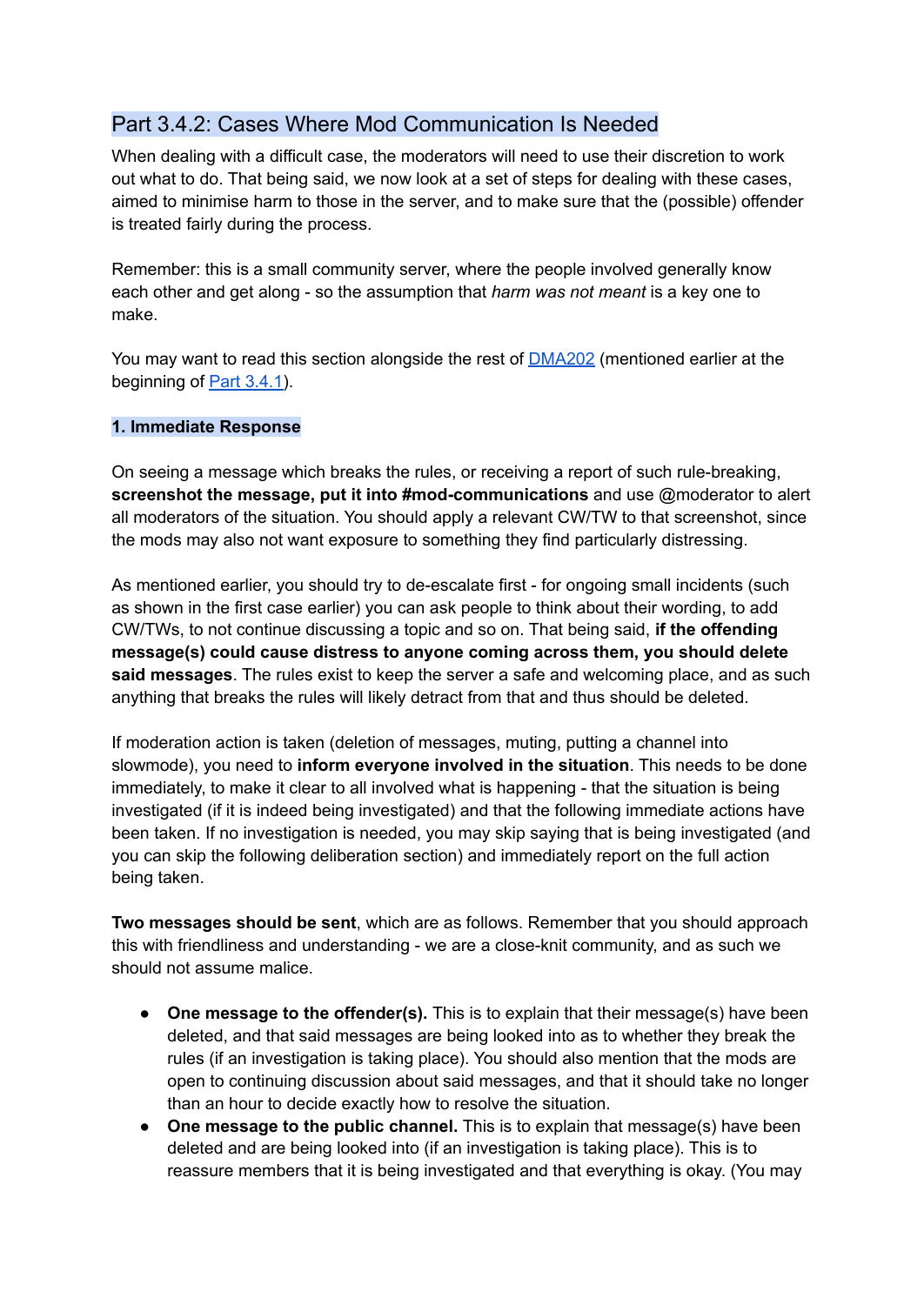## Part 3.4.2: Cases Where Mod Communication Is Needed

When dealing with a difficult case, the moderators will need to use their discretion to work out what to do. That being said, we now look at a set of steps for dealing with these cases, aimed to minimise harm to those in the server, and to make sure that the (possible) offender is treated fairly during the process.

Remember: this is a small community server, where the people involved generally know each other and get along - so the assumption that *harm was not meant* is a key one to make.

You may want to read this section alongside the rest of DMA202 (mentioned earlier at the beginning of Part 3.4.1).

### 1. Immediate Response

On seeing a message which breaks the rules, or receiving a report of such rule-breaking, **screenshot the message, put it into #mod-communications** and use @moderator to alert all moderators of the situation. You should apply a relevant CW/TW to that screenshot, since the mods may also not want exposure to something they find particularly distressing.

As mentioned earlier, you should try to de-escalate first - for ongoing small incidents (such as shown in the first case earlier) you can ask people to think about their wording, to add CW/TWs, to not continue discussing a topic and so on. That being said, **if the offending message(s) could cause distress to anyone coming across them, you should delete said messages**. The rules exist to keep the server a safe and welcoming place, and as such anything that breaks the rules will likely detract from that and thus should be deleted.

If moderation action is taken (deletion of messages, muting, putting a channel into slowmode), you need to **inform everyone involved in the situation**. This needs to be done immediately, to make it clear to all involved what is happening - that the situation is being investigated (if it is indeed being investigated) and that the following immediate actions have been taken. If no investigation is needed, you may skip saying that is being investigated (and you can skip the following deliberation section) and immediately report on the full action being taken.

**Two messages should be sent**, which are as follows. Remember that you should approach this with friendliness and understanding - we are a close-knit community, and as such we should not assume malice.

- **One message to the offender(s).** This is to explain that their message(s) have been deleted, and that said messages are being looked into as to whether they break the rules (if an investigation is taking place). You should also mention that the mods are open to continuing discussion about said messages, and that it should take no longer than an hour to decide exactly how to resolve the situation.
- **One message to the public channel.** This is to explain that message(s) have been deleted and are being looked into (if an investigation is taking place). This is to reassure members that it is being investigated and that everything is okay. (You may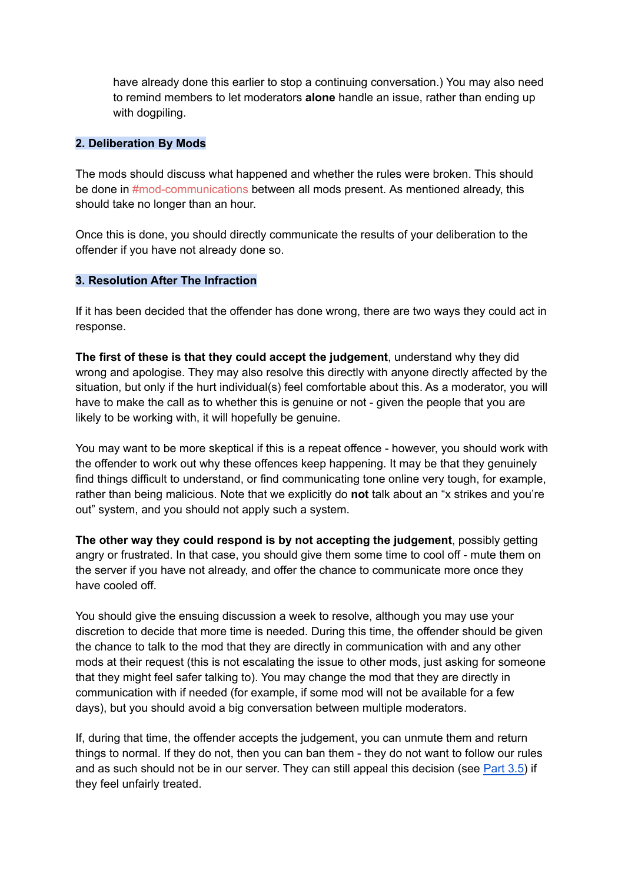have already done this earlier to stop a continuing conversation.) You may also need to remind members to let moderators **alone** handle an issue, rather than ending up with dogpiling.

### 2. Deliberation By Mods

The mods should discuss what happened and whether the rules were broken. This should be done in #mod-communications between all mods present. As mentioned already, this should take no longer than an hour.

Once this is done, you should directly communicate the results of your deliberation to the offender if you have not already done so.

### 3. Resolution After The Infraction

If it has been decided that the offender has done wrong, there are two ways they could act in response.

**The first of these is that they could accept the judgement**, understand why they did wrong and apologise. They may also resolve this directly with anyone directly affected by the situation, but only if the hurt individual(s) feel comfortable about this. As a moderator, you will have to make the call as to whether this is genuine or not - given the people that you are likely to be working with, it will hopefully be genuine.

You may want to be more skeptical if this is a repeat offence - however, you should work with the offender to work out why these offences keep happening. It may be that they genuinely find things difficult to understand, or find communicating tone online very tough, for example, rather than being malicious. Note that we explicitly do **not** talk about an "x strikes and you're out" system, and you should not apply such a system.

**The other way they could respond is by not accepting the judgement**, possibly getting angry or frustrated. In that case, you should give them some time to cool off - mute them on the server if you have not already, and offer the chance to communicate more once they have cooled off.

You should give the ensuing discussion a week to resolve, although you may use your discretion to decide that more time is needed. During this time, the offender should be given the chance to talk to the mod that they are directly in communication with and any other mods at their request (this is not escalating the issue to other mods, just asking for someone that they might feel safer talking to). You may change the mod that they are directly in communication with if needed (for example, if some mod will not be available for a few days), but you should avoid a big conversation between multiple moderators.

If, during that time, the offender accepts the judgement, you can unmute them and return things to normal. If they do not, then you can ban them - they do not want to follow our rules and as such should not be in our server. They can still appeal this decision (see Part 3.5) if they feel unfairly treated.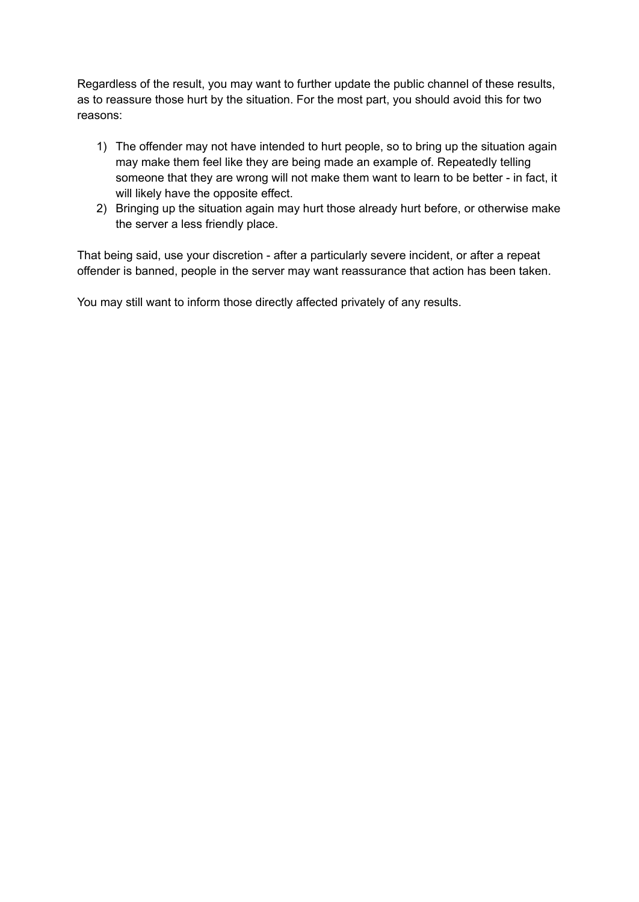Regardless of the result, you may want to further update the public channel of these results, as to reassure those hurt by the situation. For the most part, you should avoid this for two reasons:

1) The offender may not have intended to hurt people, so to bring up the situation again may make them feel like they are being made an example of. Repeatedly telling someone that they are wrong will not make them want to learn to be better - in fact, it will likely have the opposite effect.
2) Bringing up the situation again may hurt those already hurt before, or otherwise make the server a less friendly place.

That being said, use your discretion - after a particularly severe incident, or after a repeat offender is banned, people in the server may want reassurance that action has been taken.

You may still want to inform those directly affected privately of any results.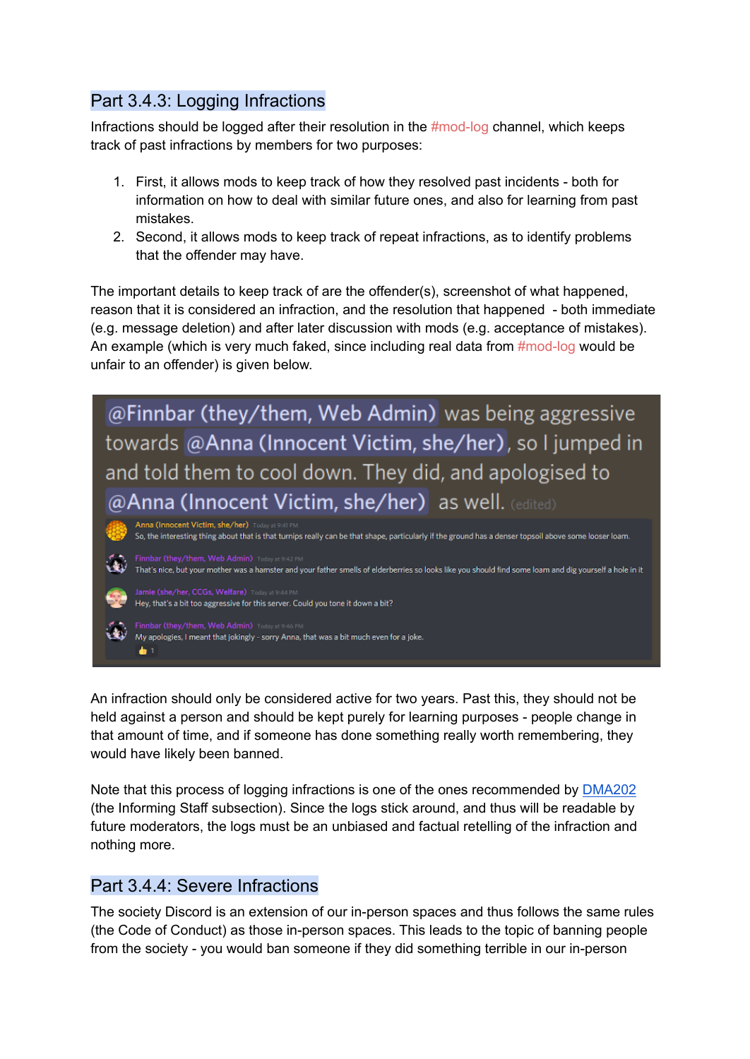## Part 3.4.3: Logging Infractions

Infractions should be logged after their resolution in the #mod-log channel, which keeps track of past infractions by members for two purposes:

1. First, it allows mods to keep track of how they resolved past incidents - both for information on how to deal with similar future ones, and also for learning from past mistakes.
2. Second, it allows mods to keep track of repeat infractions, as to identify problems that the offender may have.

The important details to keep track of are the offender(s), screenshot of what happened, reason that it is considered an infraction, and the resolution that happened - both immediate (e.g. message deletion) and after later discussion with mods (e.g. acceptance of mistakes). An example (which is very much faked, since including real data from #mod-log would be unfair to an offender) is given below.

@Finnbar (they/them, Web Admin) was being aggressive towards @Anna (Innocent Victim, she/her), so I jumped in and told them to cool down. They did, and apologised to @Anna (Innocent Victim, she/her) as well. (edited)

Anna (Innocent Victim, she/her) Today at 9:41 PM
So, the interesting thing about that is that turnips really can be that shape, particularly if the ground has a denser topsoil above some looser loam.

Finnbar (they/them, Web Admin) Today at 9:42 PM
That's nice, but your mother was a hamster and your father smells of elderberries so looks like you should find some loam and dig yourself a hole in it

Jamie (she/her, CCGs, Welfare) Today at 9:44 PM
Hey, that's a bit too aggressive for this server. Could you tone it down a bit?

Finnbar (they/them, Web Admin) Today at 9:46 PM
My apologies, I meant that jokingly - sorry Anna, that was a bit much even for a joke.
👍 1

An infraction should only be considered active for two years. Past this, they should not be held against a person and should be kept purely for learning purposes - people change in that amount of time, and if someone has done something really worth remembering, they would have likely been banned.

Note that this process of logging infractions is one of the ones recommended by DMA202 (the Informing Staff subsection). Since the logs stick around, and thus will be readable by future moderators, the logs must be an unbiased and factual retelling of the infraction and nothing more.

## Part 3.4.4: Severe Infractions

The society Discord is an extension of our in-person spaces and thus follows the same rules (the Code of Conduct) as those in-person spaces. This leads to the topic of banning people from the society - you would ban someone if they did something terrible in our in-person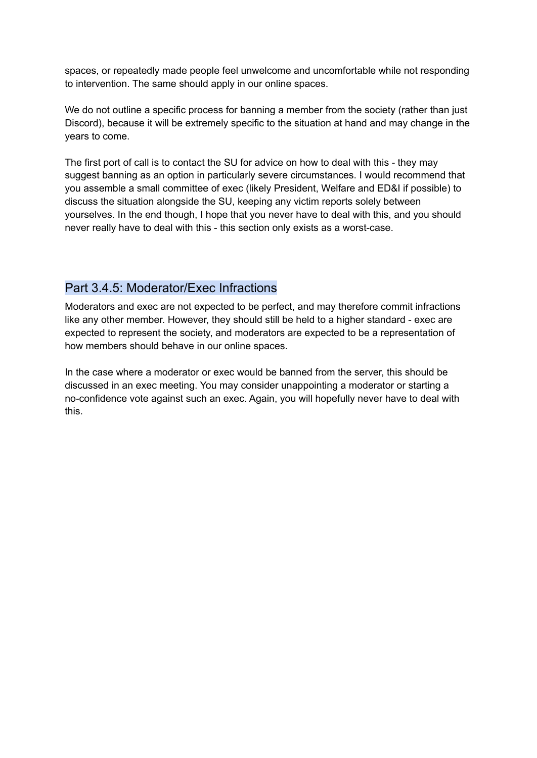spaces, or repeatedly made people feel unwelcome and uncomfortable while not responding to intervention. The same should apply in our online spaces.

We do not outline a specific process for banning a member from the society (rather than just Discord), because it will be extremely specific to the situation at hand and may change in the years to come.

The first port of call is to contact the SU for advice on how to deal with this - they may suggest banning as an option in particularly severe circumstances. I would recommend that you assemble a small committee of exec (likely President, Welfare and ED&I if possible) to discuss the situation alongside the SU, keeping any victim reports solely between yourselves. In the end though, I hope that you never have to deal with this, and you should never really have to deal with this - this section only exists as a worst-case.

## Part 3.4.5: Moderator/Exec Infractions

Moderators and exec are not expected to be perfect, and may therefore commit infractions like any other member. However, they should still be held to a higher standard - exec are expected to represent the society, and moderators are expected to be a representation of how members should behave in our online spaces.

In the case where a moderator or exec would be banned from the server, this should be discussed in an exec meeting. You may consider unappointing a moderator or starting a no-confidence vote against such an exec. Again, you will hopefully never have to deal with this.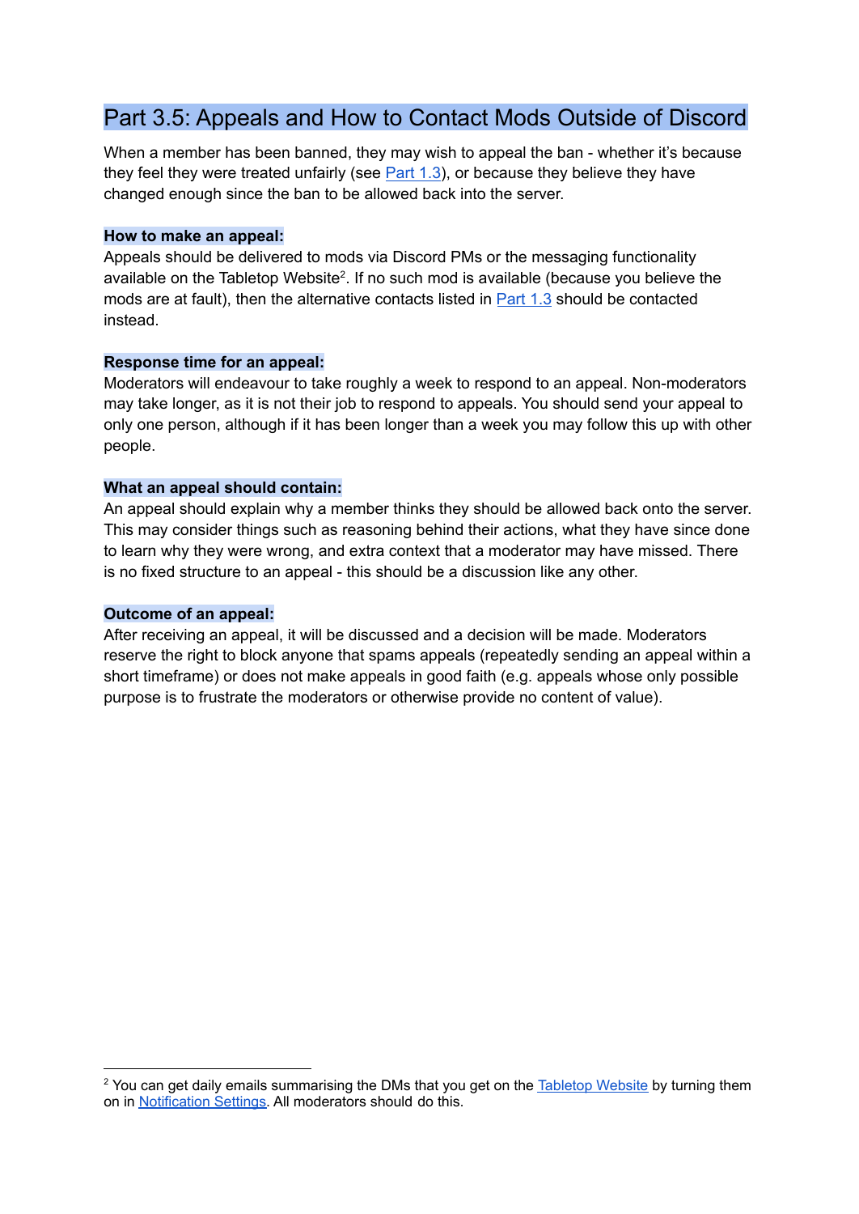## Part 3.5: Appeals and How to Contact Mods Outside of Discord

When a member has been banned, they may wish to appeal the ban - whether it's because they feel they were treated unfairly (see Part 1.3), or because they believe they have changed enough since the ban to be allowed back into the server.

**How to make an appeal:**

Appeals should be delivered to mods via Discord PMs or the messaging functionality available on the Tabletop Website[2]. If no such mod is available (because you believe the mods are at fault), then the alternative contacts listed in Part 1.3 should be contacted instead.

**Response time for an appeal:**

Moderators will endeavour to take roughly a week to respond to an appeal. Non-moderators may take longer, as it is not their job to respond to appeals. You should send your appeal to only one person, although if it has been longer than a week you may follow this up with other people.

**What an appeal should contain:**

An appeal should explain why a member thinks they should be allowed back onto the server. This may consider things such as reasoning behind their actions, what they have since done to learn why they were wrong, and extra context that a moderator may have missed. There is no fixed structure to an appeal - this should be a discussion like any other.

**Outcome of an appeal:**

After receiving an appeal, it will be discussed and a decision will be made. Moderators reserve the right to block anyone that spams appeals (repeatedly sending an appeal within a short timeframe) or does not make appeals in good faith (e.g. appeals whose only possible purpose is to frustrate the moderators or otherwise provide no content of value).

---

[2] You can get daily emails summarising the DMs that you get on the Tabletop Website by turning them on in Notification Settings. All moderators should do this.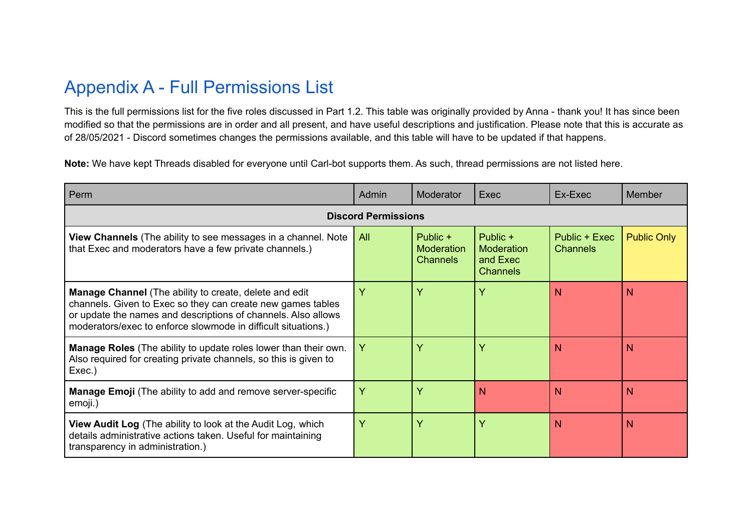# Appendix A - Full Permissions List

This is the full permissions list for the five roles discussed in Part 1.2. This table was originally provided by Anna - thank you! It has since been modified so that the permissions are in order and all present, and have useful descriptions and justification. Please note that this is accurate as of 28/05/2021 - Discord sometimes changes the permissions available, and this table will have to be updated if that happens.

**Note:** We have kept Threads disabled for everyone until Carl-bot supports them. As such, thread permissions are not listed here.

| Perm | Admin | Moderator | Exec | Ex-Exec | Member |
|---|---|---|---|---|---|
| **Discord Permissions** | | | | | |
| **View Channels** (The ability to see messages in a channel. Note that Exec and moderators have a few private channels.) | All | Public + Moderation Channels | Public + Moderation and Exec Channels | Public + Exec Channels | Public Only |
| **Manage Channel** (The ability to create, delete and edit channels. Given to Exec so they can create new games tables or update the names and descriptions of channels. Also allows moderators/exec to enforce slowmode in difficult situations.) | Y | Y | Y | N | N |
| **Manage Roles** (The ability to update roles lower than their own. Also required for creating private channels, so this is given to Exec.) | Y | Y | Y | N | N |
| **Manage Emoji** (The ability to add and remove server-specific emoji.) | Y | Y | N | N | N |
| **View Audit Log** (The ability to look at the Audit Log, which details administrative actions taken. Useful for maintaining transparency in administration.) | Y | Y | Y | N | N |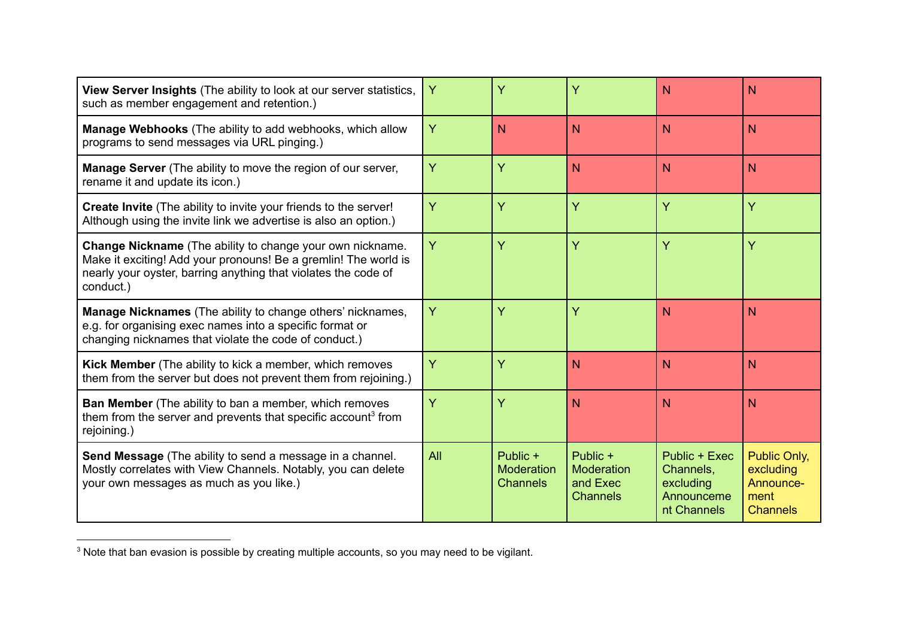| | | | | | |
|---|---|---|---|---|---|
| **View Server Insights** (The ability to look at our server statistics, such as member engagement and retention.) | Y | Y | Y | N | N |
| **Manage Webhooks** (The ability to add webhooks, which allow programs to send messages via URL pinging.) | Y | N | N | N | N |
| **Manage Server** (The ability to move the region of our server, rename it and update its icon.) | Y | Y | N | N | N |
| **Create Invite** (The ability to invite your friends to the server! Although using the invite link we advertise is also an option.) | Y | Y | Y | Y | Y |
| **Change Nickname** (The ability to change your own nickname. Make it exciting! Add your pronouns! Be a gremlin! The world is nearly your oyster, barring anything that violates the code of conduct.) | Y | Y | Y | Y | Y |
| **Manage Nicknames** (The ability to change others' nicknames, e.g. for organising exec names into a specific format or changing nicknames that violate the code of conduct.) | Y | Y | Y | N | N |
| **Kick Member** (The ability to kick a member, which removes them from the server but does not prevent them from rejoining.) | Y | Y | N | N | N |
| **Ban Member** (The ability to ban a member, which removes them from the server and prevents that specific account[3] from rejoining.) | Y | Y | N | N | N |
| **Send Message** (The ability to send a message in a channel. Mostly correlates with View Channels. Notably, you can delete your own messages as much as you like.) | All | Public + Moderation Channels | Public + Moderation and Exec Channels | Public + Exec Channels, excluding Announcement Channels | Public Only, excluding Announce-ment Channels |

[3] Note that ban evasion is possible by creating multiple accounts, so you may need to be vigilant.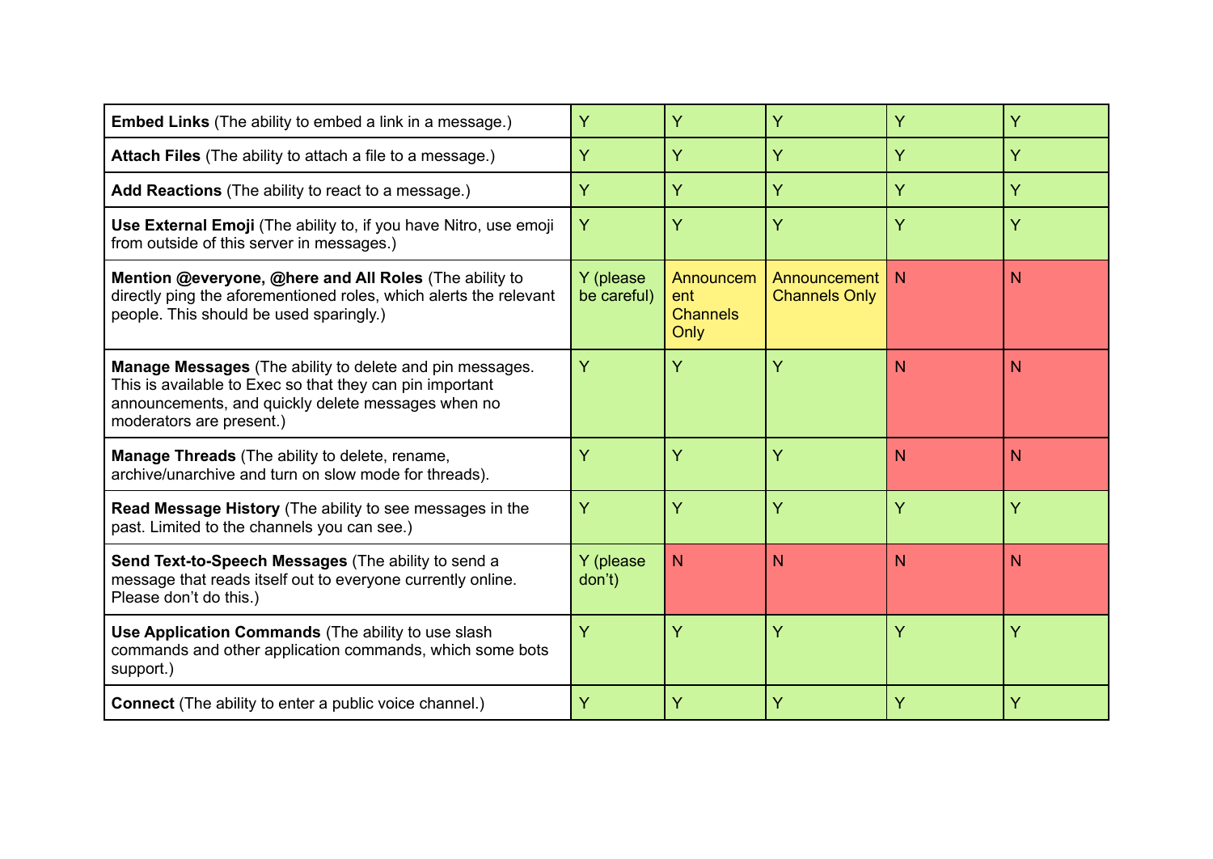| | | | | | |
|---|---|---|---|---|---|
| **Embed Links** (The ability to embed a link in a message.) | Y | Y | Y | Y | Y |
| **Attach Files** (The ability to attach a file to a message.) | Y | Y | Y | Y | Y |
| **Add Reactions** (The ability to react to a message.) | Y | Y | Y | Y | Y |
| **Use External Emoji** (The ability to, if you have Nitro, use emoji from outside of this server in messages.) | Y | Y | Y | Y | Y |
| **Mention @everyone, @here and All Roles** (The ability to directly ping the aforementioned roles, which alerts the relevant people. This should be used sparingly.) | Y (please be careful) | Announcement Channels Only | Announcement Channels Only | N | N |
| **Manage Messages** (The ability to delete and pin messages. This is available to Exec so that they can pin important announcements, and quickly delete messages when no moderators are present.) | Y | Y | Y | N | N |
| **Manage Threads** (The ability to delete, rename, archive/unarchive and turn on slow mode for threads). | Y | Y | Y | N | N |
| **Read Message History** (The ability to see messages in the past. Limited to the channels you can see.) | Y | Y | Y | Y | Y |
| **Send Text-to-Speech Messages** (The ability to send a message that reads itself out to everyone currently online. Please don't do this.) | Y (please don't) | N | N | N | N |
| **Use Application Commands** (The ability to use slash commands and other application commands, which some bots support.) | Y | Y | Y | Y | Y |
| **Connect** (The ability to enter a public voice channel.) | Y | Y | Y | Y | Y |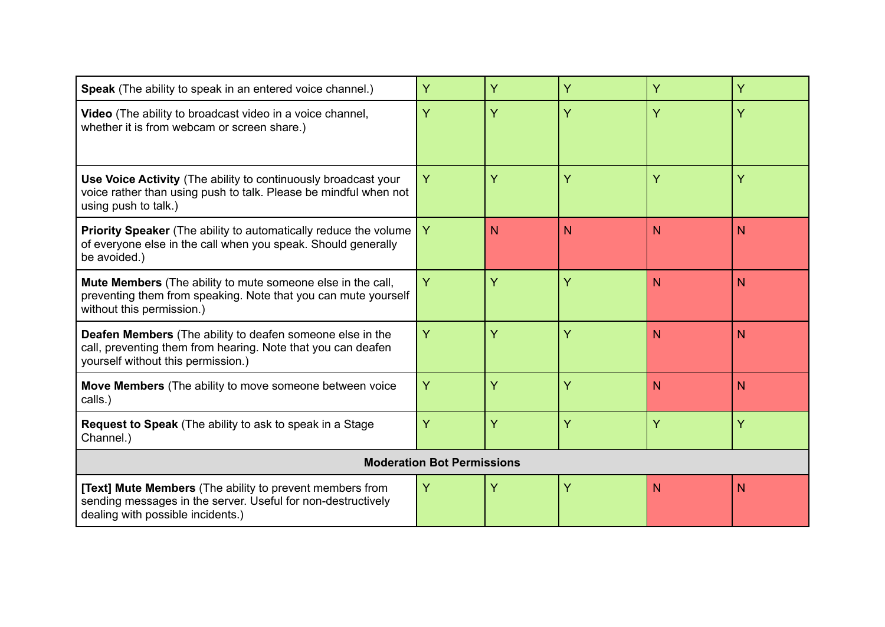| | | | | | |
|---|---|---|---|---|---|
| **Speak** (The ability to speak in an entered voice channel.) | Y | Y | Y | Y | Y |
| **Video** (The ability to broadcast video in a voice channel, whether it is from webcam or screen share.) | Y | Y | Y | Y | Y |
| **Use Voice Activity** (The ability to continuously broadcast your voice rather than using push to talk. Please be mindful when not using push to talk.) | Y | Y | Y | Y | Y |
| **Priority Speaker** (The ability to automatically reduce the volume of everyone else in the call when you speak. Should generally be avoided.) | Y | N | N | N | N |
| **Mute Members** (The ability to mute someone else in the call, preventing them from speaking. Note that you can mute yourself without this permission.) | Y | Y | Y | N | N |
| **Deafen Members** (The ability to deafen someone else in the call, preventing them from hearing. Note that you can deafen yourself without this permission.) | Y | Y | Y | N | N |
| **Move Members** (The ability to move someone between voice calls.) | Y | Y | Y | N | N |
| **Request to Speak** (The ability to ask to speak in a Stage Channel.) | Y | Y | Y | Y | Y |
| **Moderation Bot Permissions** | | | | | |
| **[Text] Mute Members** (The ability to prevent members from sending messages in the server. Useful for non-destructively dealing with possible incidents.) | Y | Y | Y | N | N |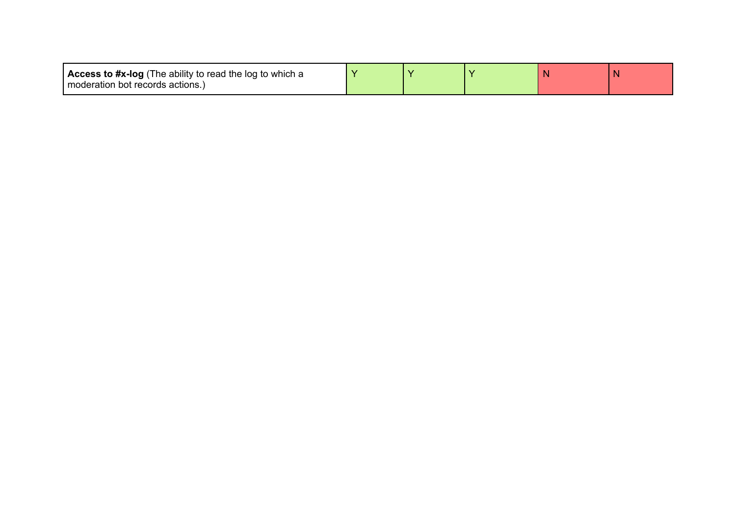| | | | | | |
|---|---|---|---|---|---|
| **Access to #x-log** (The ability to read the log to which a moderation bot records actions.) | Y | Y | Y | N | N |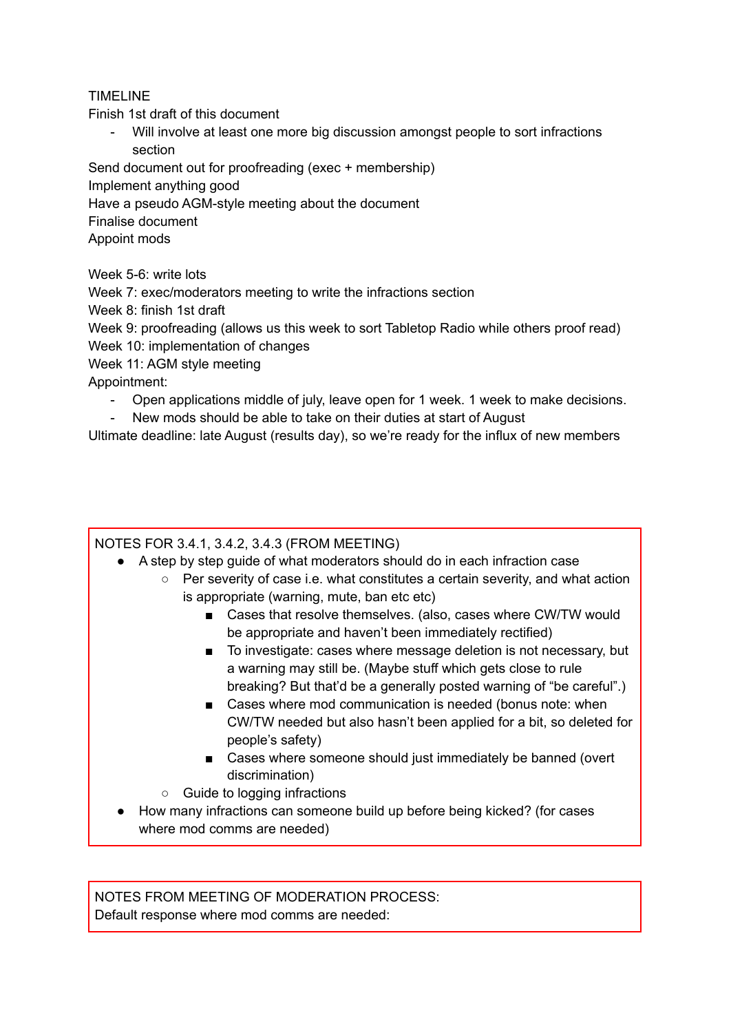TIMELINE

Finish 1st draft of this document

- Will involve at least one more big discussion amongst people to sort infractions section

Send document out for proofreading (exec + membership)

Implement anything good

Have a pseudo AGM-style meeting about the document

Finalise document

Appoint mods

Week 5-6: write lots

Week 7: exec/moderators meeting to write the infractions section

Week 8: finish 1st draft

Week 9: proofreading (allows us this week to sort Tabletop Radio while others proof read)

Week 10: implementation of changes

Week 11: AGM style meeting

Appointment:

- Open applications middle of july, leave open for 1 week. 1 week to make decisions.
- New mods should be able to take on their duties at start of August

Ultimate deadline: late August (results day), so we're ready for the influx of new members

NOTES FOR 3.4.1, 3.4.2, 3.4.3 (FROM MEETING)

- A step by step guide of what moderators should do in each infraction case
  - Per severity of case i.e. what constitutes a certain severity, and what action is appropriate (warning, mute, ban etc)
    - Cases that resolve themselves. (also, cases where CW/TW would be appropriate and haven't been immediately rectified)
    - To investigate: cases where message deletion is not necessary, but a warning may still be. (Maybe stuff which gets close to rule breaking? But that'd be a generally posted warning of "be careful".)
    - Cases where mod communication is needed (bonus note: when CW/TW needed but also hasn't been applied for a bit, so deleted for people's safety)
    - Cases where someone should just immediately be banned (overt discrimination)
  - Guide to logging infractions
- How many infractions can someone build up before being kicked? (for cases where mod comms are needed)

NOTES FROM MEETING OF MODERATION PROCESS:

Default response where mod comms are needed: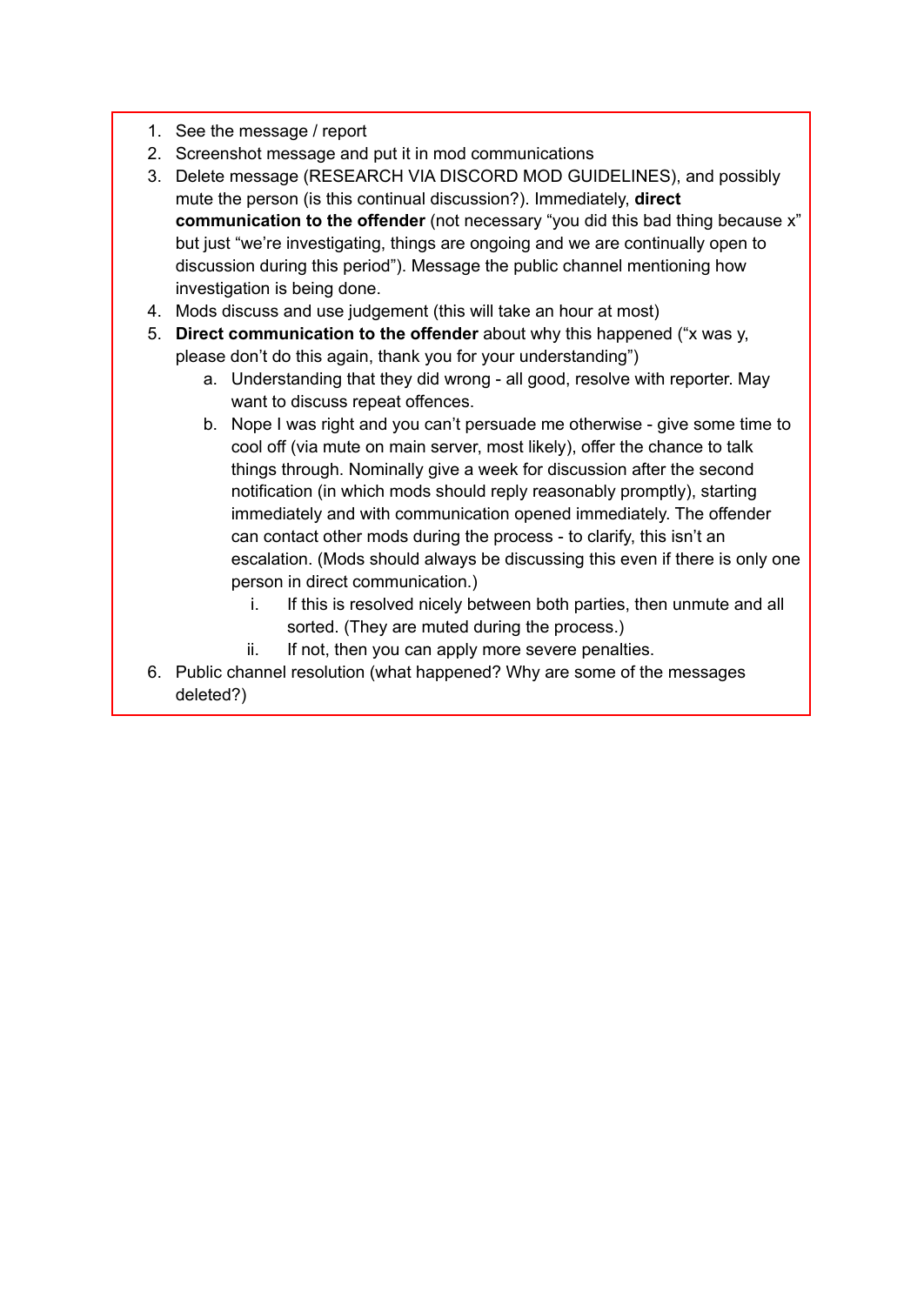1. See the message / report
2. Screenshot message and put it in mod communications
3. Delete message (RESEARCH VIA DISCORD MOD GUIDELINES), and possibly mute the person (is this continual discussion?). Immediately, **direct communication to the offender** (not necessary "you did this bad thing because x" but just "we're investigating, things are ongoing and we are continually open to discussion during this period"). Message the public channel mentioning how investigation is being done.
4. Mods discuss and use judgement (this will take an hour at most)
5. **Direct communication to the offender** about why this happened ("x was y, please don't do this again, thank you for your understanding")
    a. Understanding that they did wrong - all good, resolve with reporter. May want to discuss repeat offences.
    b. Nope I was right and you can't persuade me otherwise - give some time to cool off (via mute on main server, most likely), offer the chance to talk things through. Nominally give a week for discussion after the second notification (in which mods should reply reasonably promptly), starting immediately and with communication opened immediately. The offender can contact other mods during the process - to clarify, this isn't an escalation. (Mods should always be discussing this even if there is only one person in direct communication.)
        i. If this is resolved nicely between both parties, then unmute and all sorted. (They are muted during the process.)
        ii. If not, then you can apply more severe penalties.
6. Public channel resolution (what happened? Why are some of the messages deleted?)